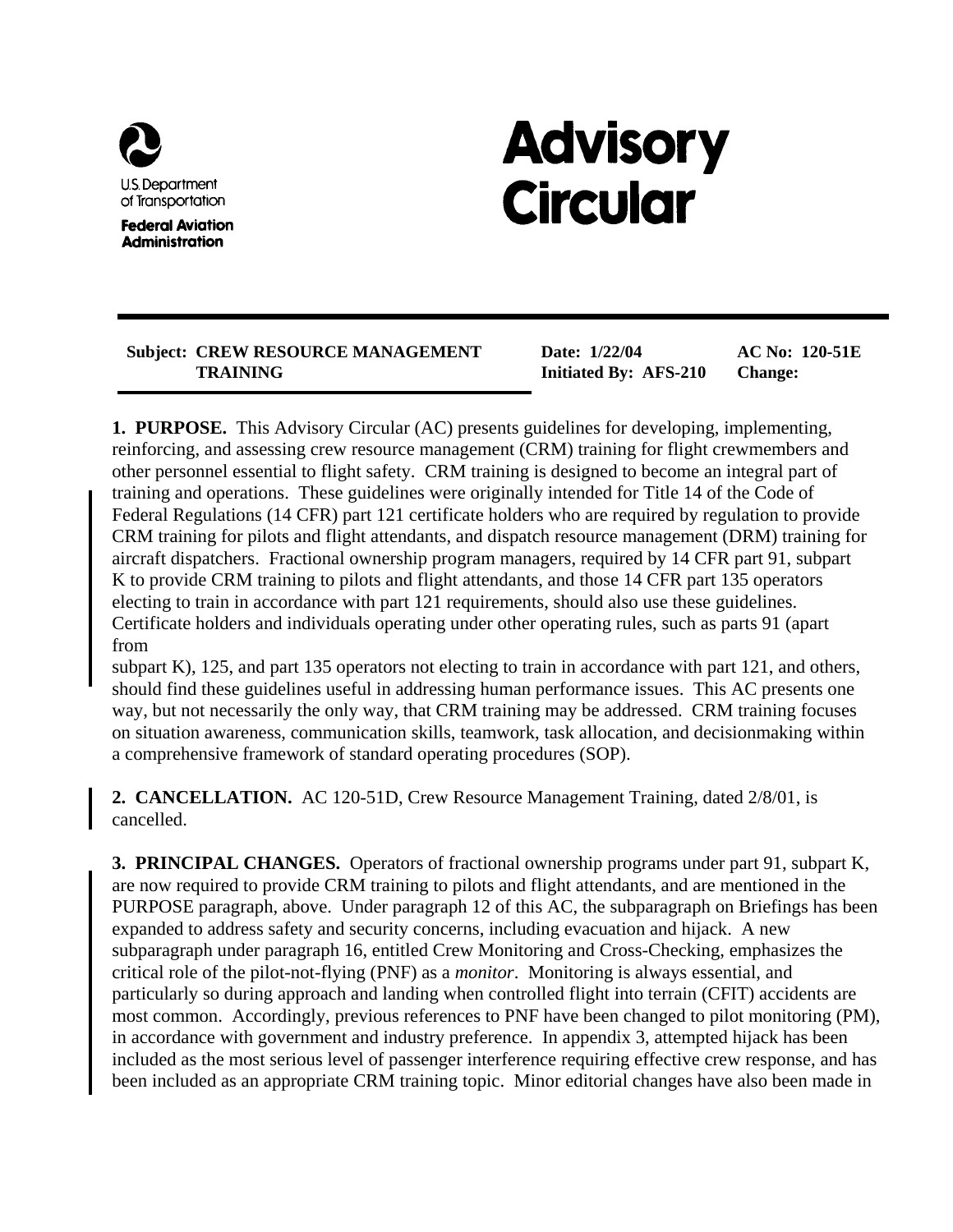U.S. Department of Transportation

**Federal Aviation Administration**

# Advisory Circular

**Subject: CREW RESOURCE MANAGEMENT TRAINING**

**Date: 1/22/04**

**Initiated By: AFS-210**

**AC No: 120-51E**

**Change:**

**1. PURPOSE.** This Advisory Circular (AC) presents guidelines for developing, implementing, reinforcing, and assessing crew resource management (CRM) training for flight crewmembers and other personnel essential to flight safety. CRM training is designed to become an integral part of training and operations. These guidelines were originally intended for Title 14 of the Code of Federal Regulations (14 CFR) part 121 certificate holders who are required by regulation to provide CRM training for pilots and flight attendants, and dispatch resource management (DRM) training for aircraft dispatchers. Fractional ownership program managers, required by 14 CFR part 91, subpart K to provide CRM training to pilots and flight attendants, and those 14 CFR part 135 operators electing to train in accordance with part 121 requirements, should also use these guidelines. Certificate holders and individuals operating under other operating rules, such as parts 91 (apart from subpart K), 125, and part 135 operators not electing to train in accordance with part 121, and others, should find these guidelines useful in addressing human performance issues. This AC presents one way, but not necessarily the only way, that CRM training may be addressed. CRM training focuses on situation awareness, communication skills, teamwork, task allocation, and decisionmaking within a comprehensive framework of standard operating procedures (SOP).

**2. CANCELLATION.** AC 120-51D, Crew Resource Management Training, dated 2/8/01, is cancelled.

**3. PRINCIPAL CHANGES.** Operators of fractional ownership programs under part 91, subpart K, are now required to provide CRM training to pilots and flight attendants, and are mentioned in the PURPOSE paragraph, above. Under paragraph 12 of this AC, the subparagraph on Briefings has been expanded to address safety and security concerns, including evacuation and hijack. A new subparagraph under paragraph 16, entitled Crew Monitoring and Cross-Checking, emphasizes the critical role of the pilot-not-flying (PNF) as a *monitor*. Monitoring is always essential, and particularly so during approach and landing when controlled flight into terrain (CFIT) accidents are most common. Accordingly, previous references to PNF have been changed to pilot monitoring (PM), in accordance with government and industry preference. In appendix 3, attempted hijack has been included as the most serious level of passenger interference requiring effective crew response, and has been included as an appropriate CRM training topic. Minor editorial changes have also been made in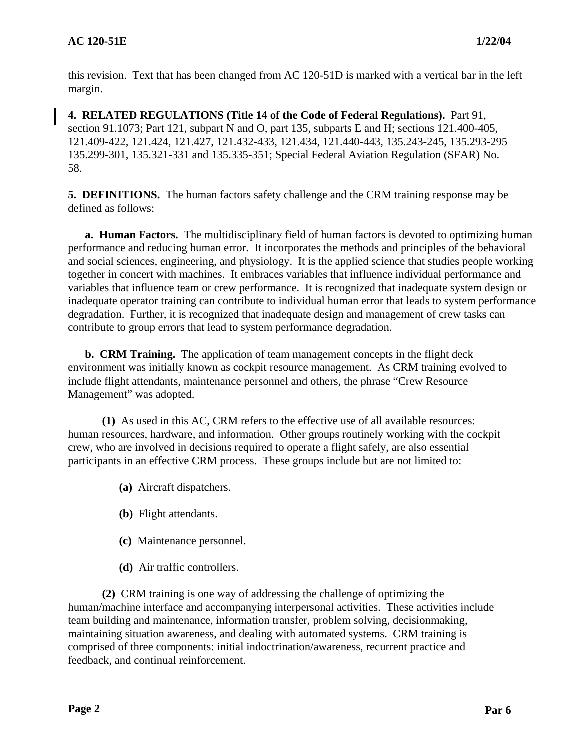this revision. Text that has been changed from AC 120-51D is marked with a vertical bar in the left margin.

**4. RELATED REGULATIONS (Title 14 of the Code of Federal Regulations).** Part 91, section 91.1073; Part 121, subpart N and O, part 135, subparts E and H; sections 121.400-405, 121.409-422, 121.424, 121.427, 121.432-433, 121.434, 121.440-443, 135.243-245, 135.293-295 135.299-301, 135.321-331 and 135.335-351; Special Federal Aviation Regulation (SFAR) No. 58.

**5. DEFINITIONS.** The human factors safety challenge and the CRM training response may be defined as follows:

**a. Human Factors.** The multidisciplinary field of human factors is devoted to optimizing human performance and reducing human error. It incorporates the methods and principles of the behavioral and social sciences, engineering, and physiology. It is the applied science that studies people working together in concert with machines. It embraces variables that influence individual performance and variables that influence team or crew performance. It is recognized that inadequate system design or inadequate operator training can contribute to individual human error that leads to system performance degradation. Further, it is recognized that inadequate design and management of crew tasks can contribute to group errors that lead to system performance degradation.

**b. CRM Training.** The application of team management concepts in the flight deck environment was initially known as cockpit resource management. As CRM training evolved to include flight attendants, maintenance personnel and others, the phrase "Crew Resource Management" was adopted.

**(1)** As used in this AC, CRM refers to the effective use of all available resources: human resources, hardware, and information. Other groups routinely working with the cockpit crew, who are involved in decisions required to operate a flight safely, are also essential participants in an effective CRM process. These groups include but are not limited to:

**(a)** Aircraft dispatchers.

**(b)** Flight attendants.

**(c)** Maintenance personnel.

**(d)** Air traffic controllers.

**(2)** CRM training is one way of addressing the challenge of optimizing the human/machine interface and accompanying interpersonal activities. These activities include team building and maintenance, information transfer, problem solving, decisionmaking, maintaining situation awareness, and dealing with automated systems. CRM training is comprised of three components: initial indoctrination/awareness, recurrent practice and feedback, and continual reinforcement.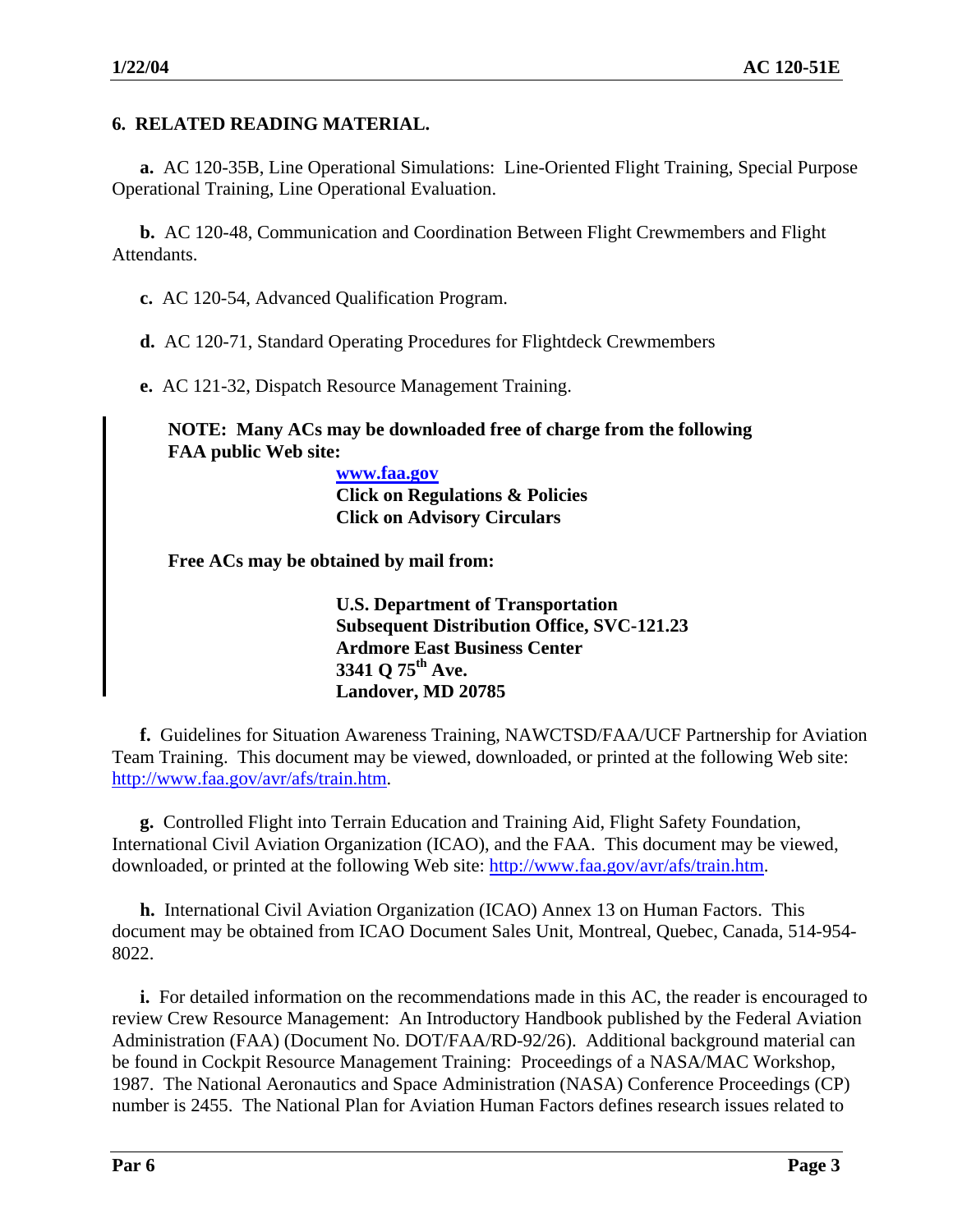## 6. RELATED READING MATERIAL.

**a.** AC 120-35B, Line Operational Simulations: Line-Oriented Flight Training, Special Purpose Operational Training, Line Operational Evaluation.

**b.** AC 120-48, Communication and Coordination Between Flight Crewmembers and Flight Attendants.

**c.** AC 120-54, Advanced Qualification Program.

**d.** AC 120-71, Standard Operating Procedures for Flightdeck Crewmembers

**e.** AC 121-32, Dispatch Resource Management Training.

> **NOTE: Many ACs may be downloaded free of charge from the following FAA public Web site:**
>
> **www.faa.gov**
> **Click on Regulations & Policies**
> **Click on Advisory Circulars**
>
> **Free ACs may be obtained by mail from:**
>
> **U.S. Department of Transportation**
> **Subsequent Distribution Office, SVC-121.23**
> **Ardmore East Business Center**
> **3341 Q 75th Ave.**
> **Landover, MD 20785**

**f.** Guidelines for Situation Awareness Training, NAWCTSD/FAA/UCF Partnership for Aviation Team Training. This document may be viewed, downloaded, or printed at the following Web site: http://www.faa.gov/avr/afs/train.htm.

**g.** Controlled Flight into Terrain Education and Training Aid, Flight Safety Foundation, International Civil Aviation Organization (ICAO), and the FAA. This document may be viewed, downloaded, or printed at the following Web site: http://www.faa.gov/avr/afs/train.htm.

**h.** International Civil Aviation Organization (ICAO) Annex 13 on Human Factors. This document may be obtained from ICAO Document Sales Unit, Montreal, Quebec, Canada, 514-954-8022.

**i.** For detailed information on the recommendations made in this AC, the reader is encouraged to review Crew Resource Management: An Introductory Handbook published by the Federal Aviation Administration (FAA) (Document No. DOT/FAA/RD-92/26). Additional background material can be found in Cockpit Resource Management Training: Proceedings of a NASA/MAC Workshop, 1987. The National Aeronautics and Space Administration (NASA) Conference Proceedings (CP) number is 2455. The National Plan for Aviation Human Factors defines research issues related to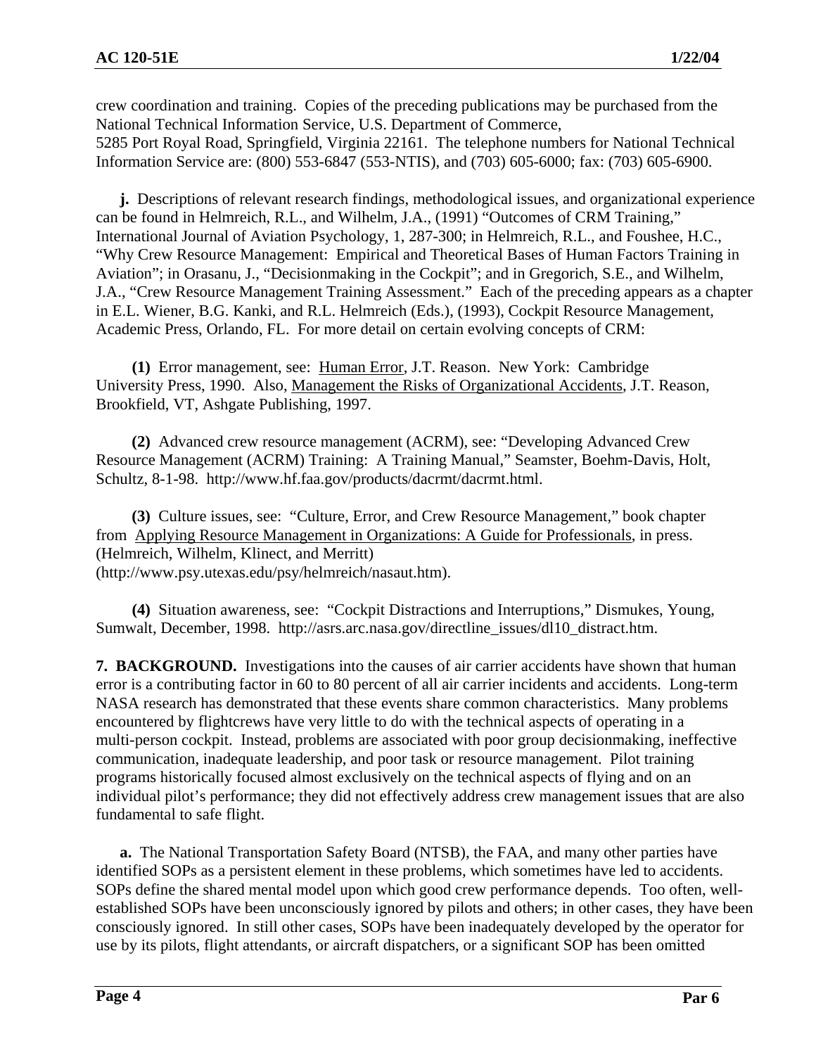crew coordination and training. Copies of the preceding publications may be purchased from the National Technical Information Service, U.S. Department of Commerce, 5285 Port Royal Road, Springfield, Virginia 22161. The telephone numbers for National Technical Information Service are: (800) 553-6847 (553-NTIS), and (703) 605-6000; fax: (703) 605-6900.

**j.** Descriptions of relevant research findings, methodological issues, and organizational experience can be found in Helmreich, R.L., and Wilhelm, J.A., (1991) "Outcomes of CRM Training," International Journal of Aviation Psychology, 1, 287-300; in Helmreich, R.L., and Foushee, H.C., "Why Crew Resource Management: Empirical and Theoretical Bases of Human Factors Training in Aviation"; in Orasanu, J., "Decisionmaking in the Cockpit"; and in Gregorich, S.E., and Wilhelm, J.A., "Crew Resource Management Training Assessment." Each of the preceding appears as a chapter in E.L. Wiener, B.G. Kanki, and R.L. Helmreich (Eds.), (1993), Cockpit Resource Management, Academic Press, Orlando, FL. For more detail on certain evolving concepts of CRM:

**(1)** Error management, see: Human Error, J.T. Reason. New York: Cambridge University Press, 1990. Also, Management the Risks of Organizational Accidents, J.T. Reason, Brookfield, VT, Ashgate Publishing, 1997.

**(2)** Advanced crew resource management (ACRM), see: "Developing Advanced Crew Resource Management (ACRM) Training: A Training Manual," Seamster, Boehm-Davis, Holt, Schultz, 8-1-98. http://www.hf.faa.gov/products/dacrmt/dacrmt.html.

**(3)** Culture issues, see: "Culture, Error, and Crew Resource Management," book chapter from Applying Resource Management in Organizations: A Guide for Professionals, in press. (Helmreich, Wilhelm, Klinect, and Merritt) (http://www.psy.utexas.edu/psy/helmreich/nasaut.htm).

**(4)** Situation awareness, see: "Cockpit Distractions and Interruptions," Dismukes, Young, Sumwalt, December, 1998. http://asrs.arc.nasa.gov/directline_issues/dl10_distract.htm.

**7. BACKGROUND.** Investigations into the causes of air carrier accidents have shown that human error is a contributing factor in 60 to 80 percent of all air carrier incidents and accidents. Long-term NASA research has demonstrated that these events share common characteristics. Many problems encountered by flightcrews have very little to do with the technical aspects of operating in a multi-person cockpit. Instead, problems are associated with poor group decisionmaking, ineffective communication, inadequate leadership, and poor task or resource management. Pilot training programs historically focused almost exclusively on the technical aspects of flying and on an individual pilot's performance; they did not effectively address crew management issues that are also fundamental to safe flight.

**a.** The National Transportation Safety Board (NTSB), the FAA, and many other parties have identified SOPs as a persistent element in these problems, which sometimes have led to accidents. SOPs define the shared mental model upon which good crew performance depends. Too often, well-established SOPs have been unconsciously ignored by pilots and others; in other cases, they have been consciously ignored. In still other cases, SOPs have been inadequately developed by the operator for use by its pilots, flight attendants, or aircraft dispatchers, or a significant SOP has been omitted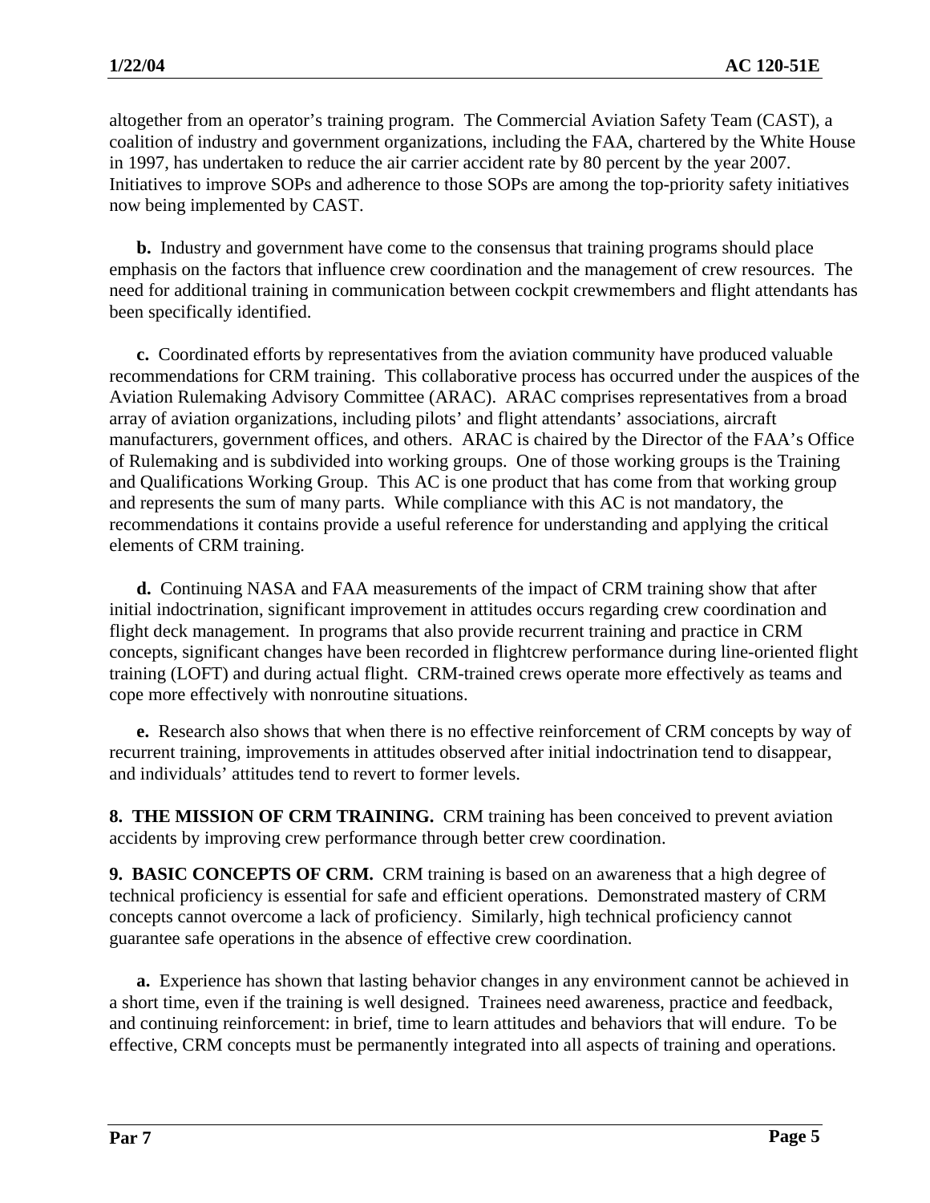altogether from an operator's training program. The Commercial Aviation Safety Team (CAST), a coalition of industry and government organizations, including the FAA, chartered by the White House in 1997, has undertaken to reduce the air carrier accident rate by 80 percent by the year 2007. Initiatives to improve SOPs and adherence to those SOPs are among the top-priority safety initiatives now being implemented by CAST.

**b.** Industry and government have come to the consensus that training programs should place emphasis on the factors that influence crew coordination and the management of crew resources. The need for additional training in communication between cockpit crewmembers and flight attendants has been specifically identified.

**c.** Coordinated efforts by representatives from the aviation community have produced valuable recommendations for CRM training. This collaborative process has occurred under the auspices of the Aviation Rulemaking Advisory Committee (ARAC). ARAC comprises representatives from a broad array of aviation organizations, including pilots' and flight attendants' associations, aircraft manufacturers, government offices, and others. ARAC is chaired by the Director of the FAA's Office of Rulemaking and is subdivided into working groups. One of those working groups is the Training and Qualifications Working Group. This AC is one product that has come from that working group and represents the sum of many parts. While compliance with this AC is not mandatory, the recommendations it contains provide a useful reference for understanding and applying the critical elements of CRM training.

**d.** Continuing NASA and FAA measurements of the impact of CRM training show that after initial indoctrination, significant improvement in attitudes occurs regarding crew coordination and flight deck management. In programs that also provide recurrent training and practice in CRM concepts, significant changes have been recorded in flightcrew performance during line-oriented flight training (LOFT) and during actual flight. CRM-trained crews operate more effectively as teams and cope more effectively with nonroutine situations.

**e.** Research also shows that when there is no effective reinforcement of CRM concepts by way of recurrent training, improvements in attitudes observed after initial indoctrination tend to disappear, and individuals' attitudes tend to revert to former levels.

**8. THE MISSION OF CRM TRAINING.** CRM training has been conceived to prevent aviation accidents by improving crew performance through better crew coordination.

**9. BASIC CONCEPTS OF CRM.** CRM training is based on an awareness that a high degree of technical proficiency is essential for safe and efficient operations. Demonstrated mastery of CRM concepts cannot overcome a lack of proficiency. Similarly, high technical proficiency cannot guarantee safe operations in the absence of effective crew coordination.

**a.** Experience has shown that lasting behavior changes in any environment cannot be achieved in a short time, even if the training is well designed. Trainees need awareness, practice and feedback, and continuing reinforcement: in brief, time to learn attitudes and behaviors that will endure. To be effective, CRM concepts must be permanently integrated into all aspects of training and operations.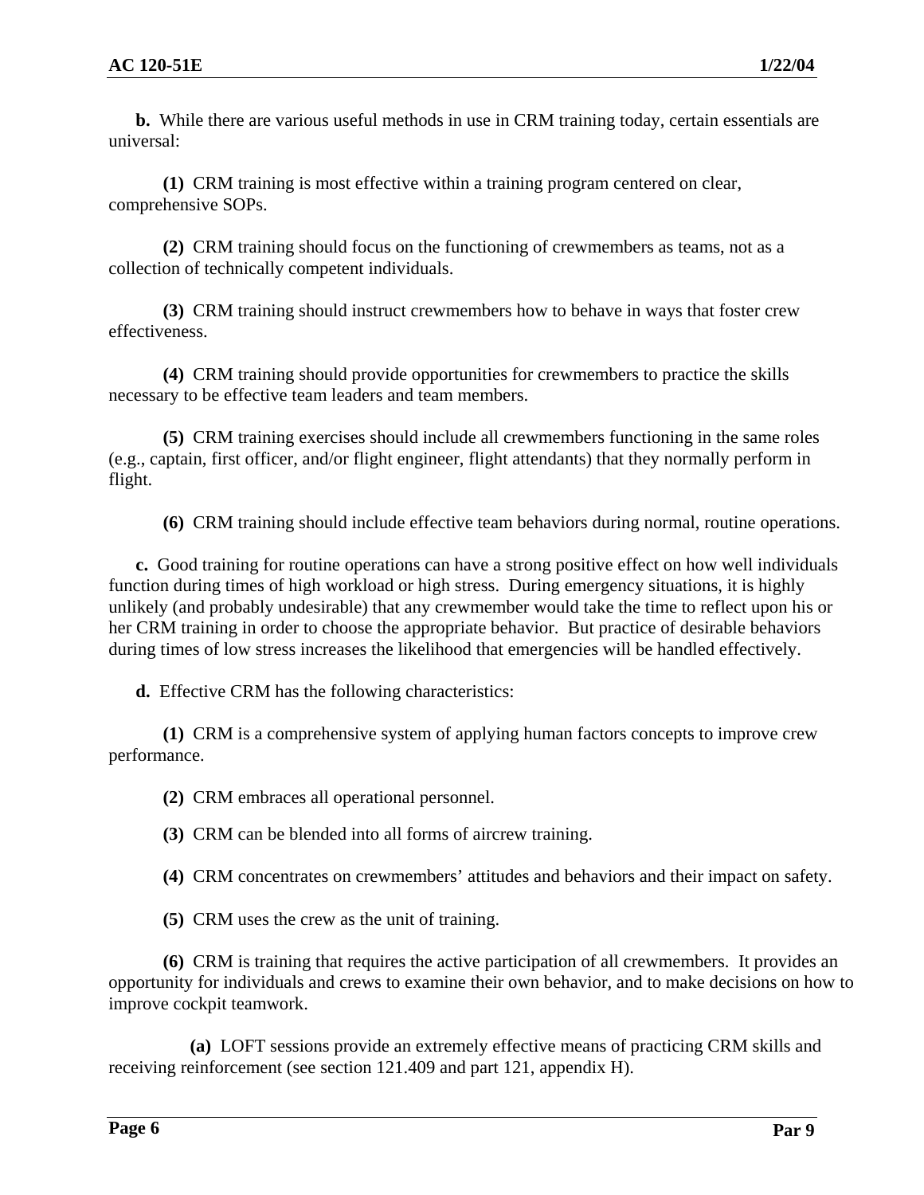**b.** While there are various useful methods in use in CRM training today, certain essentials are universal:

**(1)** CRM training is most effective within a training program centered on clear, comprehensive SOPs.

**(2)** CRM training should focus on the functioning of crewmembers as teams, not as a collection of technically competent individuals.

**(3)** CRM training should instruct crewmembers how to behave in ways that foster crew effectiveness.

**(4)** CRM training should provide opportunities for crewmembers to practice the skills necessary to be effective team leaders and team members.

**(5)** CRM training exercises should include all crewmembers functioning in the same roles (e.g., captain, first officer, and/or flight engineer, flight attendants) that they normally perform in flight.

**(6)** CRM training should include effective team behaviors during normal, routine operations.

**c.** Good training for routine operations can have a strong positive effect on how well individuals function during times of high workload or high stress. During emergency situations, it is highly unlikely (and probably undesirable) that any crewmember would take the time to reflect upon his or her CRM training in order to choose the appropriate behavior. But practice of desirable behaviors during times of low stress increases the likelihood that emergencies will be handled effectively.

**d.** Effective CRM has the following characteristics:

**(1)** CRM is a comprehensive system of applying human factors concepts to improve crew performance.

**(2)** CRM embraces all operational personnel.

**(3)** CRM can be blended into all forms of aircrew training.

**(4)** CRM concentrates on crewmembers' attitudes and behaviors and their impact on safety.

**(5)** CRM uses the crew as the unit of training.

**(6)** CRM is training that requires the active participation of all crewmembers. It provides an opportunity for individuals and crews to examine their own behavior, and to make decisions on how to improve cockpit teamwork.

**(a)** LOFT sessions provide an extremely effective means of practicing CRM skills and receiving reinforcement (see section 121.409 and part 121, appendix H).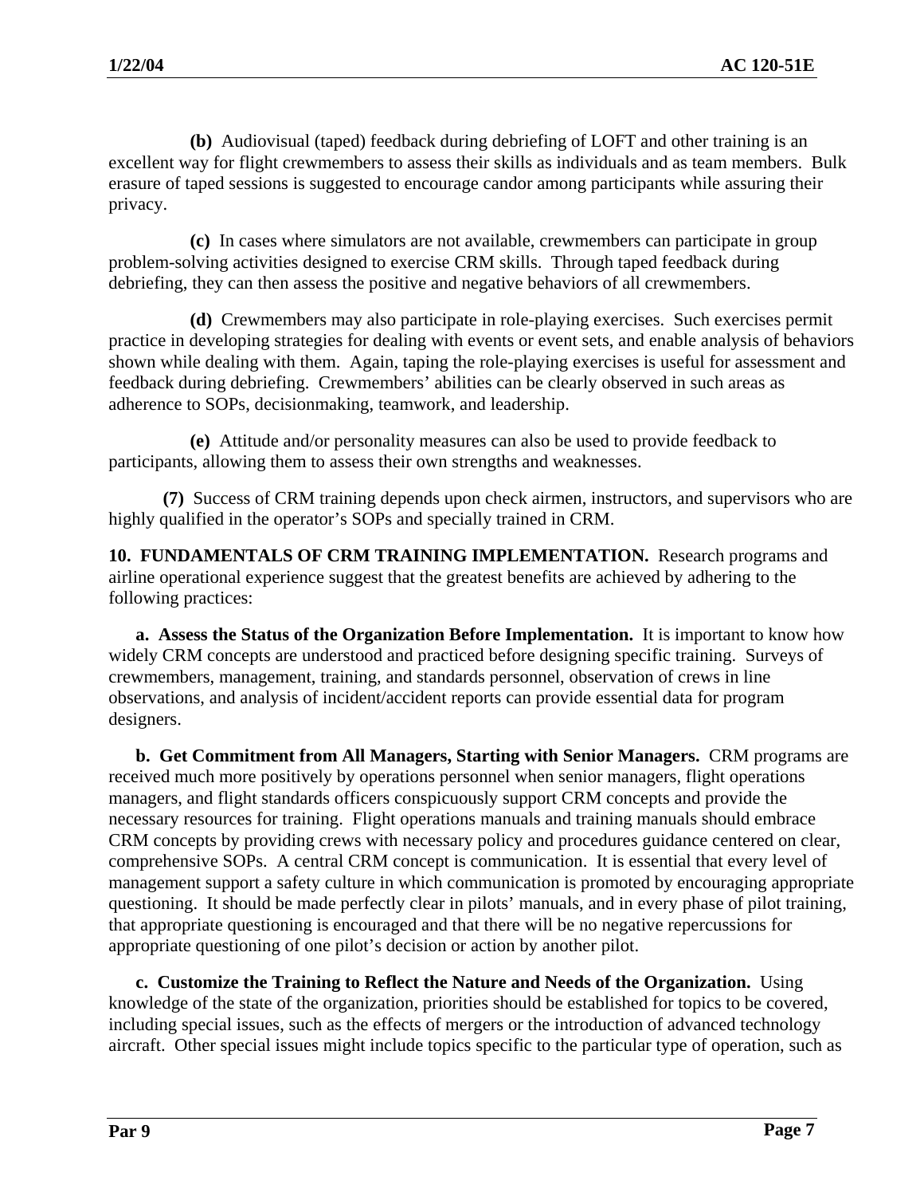**(b)** Audiovisual (taped) feedback during debriefing of LOFT and other training is an excellent way for flight crewmembers to assess their skills as individuals and as team members. Bulk erasure of taped sessions is suggested to encourage candor among participants while assuring their privacy.

**(c)** In cases where simulators are not available, crewmembers can participate in group problem-solving activities designed to exercise CRM skills. Through taped feedback during debriefing, they can then assess the positive and negative behaviors of all crewmembers.

**(d)** Crewmembers may also participate in role-playing exercises. Such exercises permit practice in developing strategies for dealing with events or event sets, and enable analysis of behaviors shown while dealing with them. Again, taping the role-playing exercises is useful for assessment and feedback during debriefing. Crewmembers' abilities can be clearly observed in such areas as adherence to SOPs, decisionmaking, teamwork, and leadership.

**(e)** Attitude and/or personality measures can also be used to provide feedback to participants, allowing them to assess their own strengths and weaknesses.

**(7)** Success of CRM training depends upon check airmen, instructors, and supervisors who are highly qualified in the operator's SOPs and specially trained in CRM.

**10. FUNDAMENTALS OF CRM TRAINING IMPLEMENTATION.** Research programs and airline operational experience suggest that the greatest benefits are achieved by adhering to the following practices:

**a. Assess the Status of the Organization Before Implementation.** It is important to know how widely CRM concepts are understood and practiced before designing specific training. Surveys of crewmembers, management, training, and standards personnel, observation of crews in line observations, and analysis of incident/accident reports can provide essential data for program designers.

**b. Get Commitment from All Managers, Starting with Senior Managers.** CRM programs are received much more positively by operations personnel when senior managers, flight operations managers, and flight standards officers conspicuously support CRM concepts and provide the necessary resources for training. Flight operations manuals and training manuals should embrace CRM concepts by providing crews with necessary policy and procedures guidance centered on clear, comprehensive SOPs. A central CRM concept is communication. It is essential that every level of management support a safety culture in which communication is promoted by encouraging appropriate questioning. It should be made perfectly clear in pilots' manuals, and in every phase of pilot training, that appropriate questioning is encouraged and that there will be no negative repercussions for appropriate questioning of one pilot's decision or action by another pilot.

**c. Customize the Training to Reflect the Nature and Needs of the Organization.** Using knowledge of the state of the organization, priorities should be established for topics to be covered, including special issues, such as the effects of mergers or the introduction of advanced technology aircraft. Other special issues might include topics specific to the particular type of operation, such as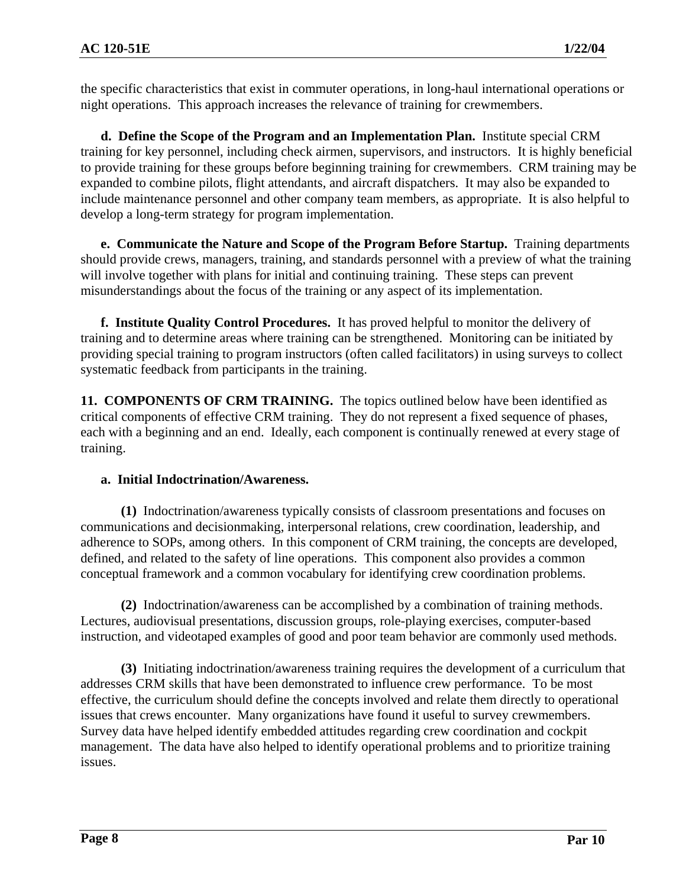the specific characteristics that exist in commuter operations, in long-haul international operations or night operations. This approach increases the relevance of training for crewmembers.

**d. Define the Scope of the Program and an Implementation Plan.** Institute special CRM training for key personnel, including check airmen, supervisors, and instructors. It is highly beneficial to provide training for these groups before beginning training for crewmembers. CRM training may be expanded to combine pilots, flight attendants, and aircraft dispatchers. It may also be expanded to include maintenance personnel and other company team members, as appropriate. It is also helpful to develop a long-term strategy for program implementation.

**e. Communicate the Nature and Scope of the Program Before Startup.** Training departments should provide crews, managers, training, and standards personnel with a preview of what the training will involve together with plans for initial and continuing training. These steps can prevent misunderstandings about the focus of the training or any aspect of its implementation.

**f. Institute Quality Control Procedures.** It has proved helpful to monitor the delivery of training and to determine areas where training can be strengthened. Monitoring can be initiated by providing special training to program instructors (often called facilitators) in using surveys to collect systematic feedback from participants in the training.

**11. COMPONENTS OF CRM TRAINING.** The topics outlined below have been identified as critical components of effective CRM training. They do not represent a fixed sequence of phases, each with a beginning and an end. Ideally, each component is continually renewed at every stage of training.

**a. Initial Indoctrination/Awareness.**

**(1)** Indoctrination/awareness typically consists of classroom presentations and focuses on communications and decisionmaking, interpersonal relations, crew coordination, leadership, and adherence to SOPs, among others. In this component of CRM training, the concepts are developed, defined, and related to the safety of line operations. This component also provides a common conceptual framework and a common vocabulary for identifying crew coordination problems.

**(2)** Indoctrination/awareness can be accomplished by a combination of training methods. Lectures, audiovisual presentations, discussion groups, role-playing exercises, computer-based instruction, and videotaped examples of good and poor team behavior are commonly used methods.

**(3)** Initiating indoctrination/awareness training requires the development of a curriculum that addresses CRM skills that have been demonstrated to influence crew performance. To be most effective, the curriculum should define the concepts involved and relate them directly to operational issues that crews encounter. Many organizations have found it useful to survey crewmembers. Survey data have helped identify embedded attitudes regarding crew coordination and cockpit management. The data have also helped to identify operational problems and to prioritize training issues.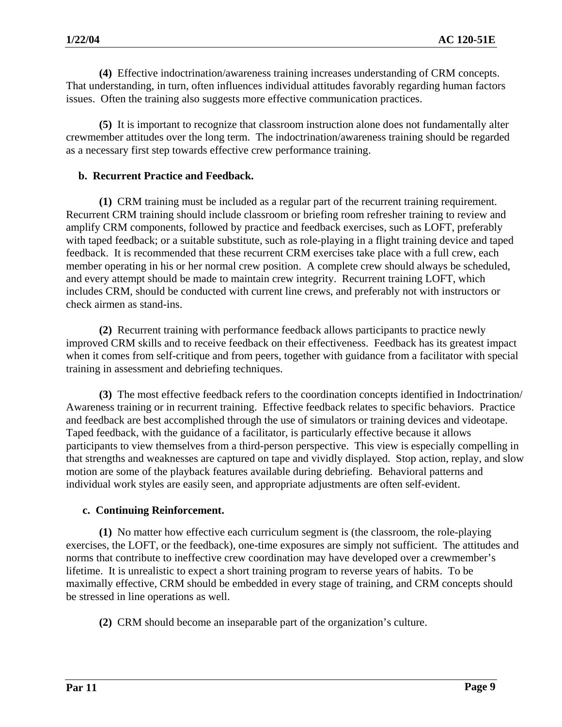**(4)** Effective indoctrination/awareness training increases understanding of CRM concepts. That understanding, in turn, often influences individual attitudes favorably regarding human factors issues. Often the training also suggests more effective communication practices.

**(5)** It is important to recognize that classroom instruction alone does not fundamentally alter crewmember attitudes over the long term. The indoctrination/awareness training should be regarded as a necessary first step towards effective crew performance training.

**b. Recurrent Practice and Feedback.**

**(1)** CRM training must be included as a regular part of the recurrent training requirement. Recurrent CRM training should include classroom or briefing room refresher training to review and amplify CRM components, followed by practice and feedback exercises, such as LOFT, preferably with taped feedback; or a suitable substitute, such as role-playing in a flight training device and taped feedback. It is recommended that these recurrent CRM exercises take place with a full crew, each member operating in his or her normal crew position. A complete crew should always be scheduled, and every attempt should be made to maintain crew integrity. Recurrent training LOFT, which includes CRM, should be conducted with current line crews, and preferably not with instructors or check airmen as stand-ins.

**(2)** Recurrent training with performance feedback allows participants to practice newly improved CRM skills and to receive feedback on their effectiveness. Feedback has its greatest impact when it comes from self-critique and from peers, together with guidance from a facilitator with special training in assessment and debriefing techniques.

**(3)** The most effective feedback refers to the coordination concepts identified in Indoctrination/ Awareness training or in recurrent training. Effective feedback relates to specific behaviors. Practice and feedback are best accomplished through the use of simulators or training devices and videotape. Taped feedback, with the guidance of a facilitator, is particularly effective because it allows participants to view themselves from a third-person perspective. This view is especially compelling in that strengths and weaknesses are captured on tape and vividly displayed. Stop action, replay, and slow motion are some of the playback features available during debriefing. Behavioral patterns and individual work styles are easily seen, and appropriate adjustments are often self-evident.

**c. Continuing Reinforcement.**

**(1)** No matter how effective each curriculum segment is (the classroom, the role-playing exercises, the LOFT, or the feedback), one-time exposures are simply not sufficient. The attitudes and norms that contribute to ineffective crew coordination may have developed over a crewmember's lifetime. It is unrealistic to expect a short training program to reverse years of habits. To be maximally effective, CRM should be embedded in every stage of training, and CRM concepts should be stressed in line operations as well.

**(2)** CRM should become an inseparable part of the organization's culture.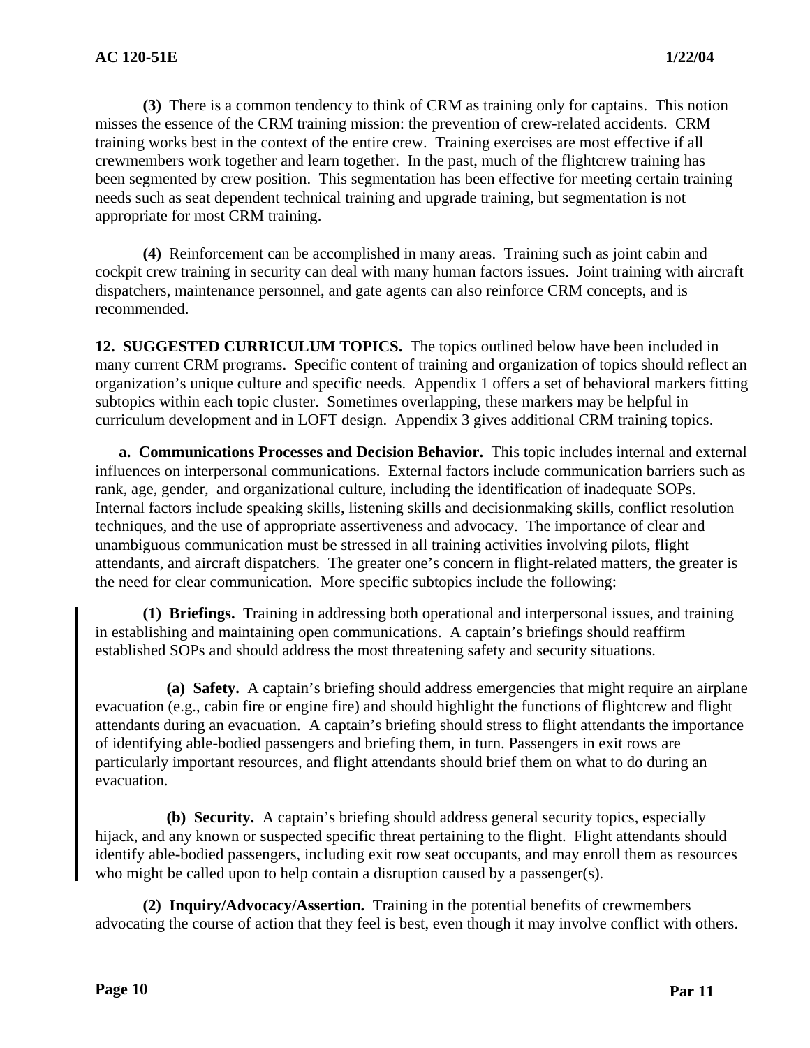**(3)** There is a common tendency to think of CRM as training only for captains. This notion misses the essence of the CRM training mission: the prevention of crew-related accidents. CRM training works best in the context of the entire crew. Training exercises are most effective if all crewmembers work together and learn together. In the past, much of the flightcrew training has been segmented by crew position. This segmentation has been effective for meeting certain training needs such as seat dependent technical training and upgrade training, but segmentation is not appropriate for most CRM training.

**(4)** Reinforcement can be accomplished in many areas. Training such as joint cabin and cockpit crew training in security can deal with many human factors issues. Joint training with aircraft dispatchers, maintenance personnel, and gate agents can also reinforce CRM concepts, and is recommended.

**12. SUGGESTED CURRICULUM TOPICS.** The topics outlined below have been included in many current CRM programs. Specific content of training and organization of topics should reflect an organization's unique culture and specific needs. Appendix 1 offers a set of behavioral markers fitting subtopics within each topic cluster. Sometimes overlapping, these markers may be helpful in curriculum development and in LOFT design. Appendix 3 gives additional CRM training topics.

**a. Communications Processes and Decision Behavior.** This topic includes internal and external influences on interpersonal communications. External factors include communication barriers such as rank, age, gender, and organizational culture, including the identification of inadequate SOPs. Internal factors include speaking skills, listening skills and decisionmaking skills, conflict resolution techniques, and the use of appropriate assertiveness and advocacy. The importance of clear and unambiguous communication must be stressed in all training activities involving pilots, flight attendants, and aircraft dispatchers. The greater one's concern in flight-related matters, the greater is the need for clear communication. More specific subtopics include the following:

**(1) Briefings.** Training in addressing both operational and interpersonal issues, and training in establishing and maintaining open communications. A captain's briefings should reaffirm established SOPs and should address the most threatening safety and security situations.

**(a) Safety.** A captain's briefing should address emergencies that might require an airplane evacuation (e.g., cabin fire or engine fire) and should highlight the functions of flightcrew and flight attendants during an evacuation. A captain's briefing should stress to flight attendants the importance of identifying able-bodied passengers and briefing them, in turn. Passengers in exit rows are particularly important resources, and flight attendants should brief them on what to do during an evacuation.

**(b) Security.** A captain's briefing should address general security topics, especially hijack, and any known or suspected specific threat pertaining to the flight. Flight attendants should identify able-bodied passengers, including exit row seat occupants, and may enroll them as resources who might be called upon to help contain a disruption caused by a passenger(s).

**(2) Inquiry/Advocacy/Assertion.** Training in the potential benefits of crewmembers advocating the course of action that they feel is best, even though it may involve conflict with others.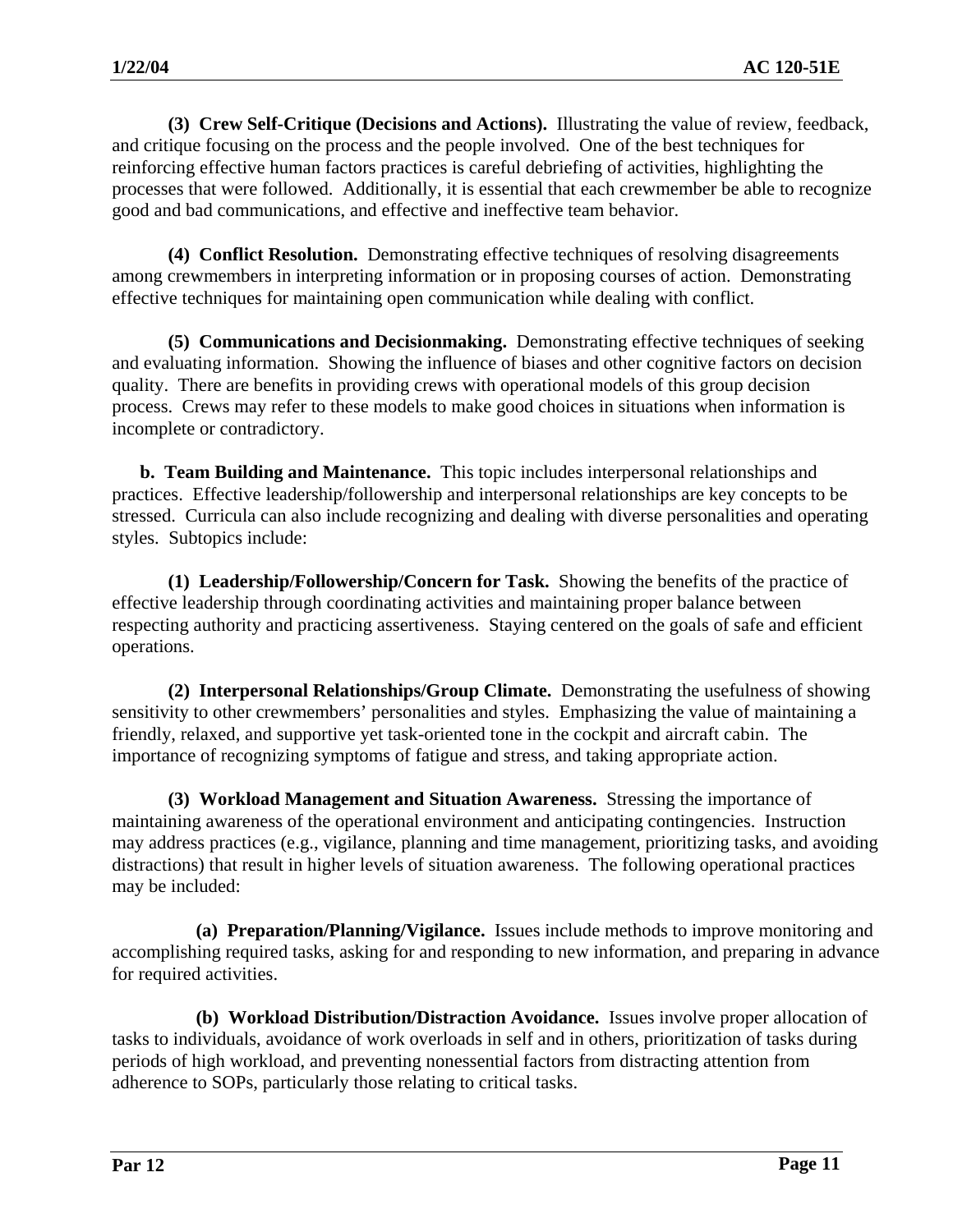**(3) Crew Self-Critique (Decisions and Actions).** Illustrating the value of review, feedback, and critique focusing on the process and the people involved. One of the best techniques for reinforcing effective human factors practices is careful debriefing of activities, highlighting the processes that were followed. Additionally, it is essential that each crewmember be able to recognize good and bad communications, and effective and ineffective team behavior.

**(4) Conflict Resolution.** Demonstrating effective techniques of resolving disagreements among crewmembers in interpreting information or in proposing courses of action. Demonstrating effective techniques for maintaining open communication while dealing with conflict.

**(5) Communications and Decisionmaking.** Demonstrating effective techniques of seeking and evaluating information. Showing the influence of biases and other cognitive factors on decision quality. There are benefits in providing crews with operational models of this group decision process. Crews may refer to these models to make good choices in situations when information is incomplete or contradictory.

**b. Team Building and Maintenance.** This topic includes interpersonal relationships and practices. Effective leadership/followership and interpersonal relationships are key concepts to be stressed. Curricula can also include recognizing and dealing with diverse personalities and operating styles. Subtopics include:

**(1) Leadership/Followership/Concern for Task.** Showing the benefits of the practice of effective leadership through coordinating activities and maintaining proper balance between respecting authority and practicing assertiveness. Staying centered on the goals of safe and efficient operations.

**(2) Interpersonal Relationships/Group Climate.** Demonstrating the usefulness of showing sensitivity to other crewmembers' personalities and styles. Emphasizing the value of maintaining a friendly, relaxed, and supportive yet task-oriented tone in the cockpit and aircraft cabin. The importance of recognizing symptoms of fatigue and stress, and taking appropriate action.

**(3) Workload Management and Situation Awareness.** Stressing the importance of maintaining awareness of the operational environment and anticipating contingencies. Instruction may address practices (e.g., vigilance, planning and time management, prioritizing tasks, and avoiding distractions) that result in higher levels of situation awareness. The following operational practices may be included:

**(a) Preparation/Planning/Vigilance.** Issues include methods to improve monitoring and accomplishing required tasks, asking for and responding to new information, and preparing in advance for required activities.

**(b) Workload Distribution/Distraction Avoidance.** Issues involve proper allocation of tasks to individuals, avoidance of work overloads in self and in others, prioritization of tasks during periods of high workload, and preventing nonessential factors from distracting attention from adherence to SOPs, particularly those relating to critical tasks.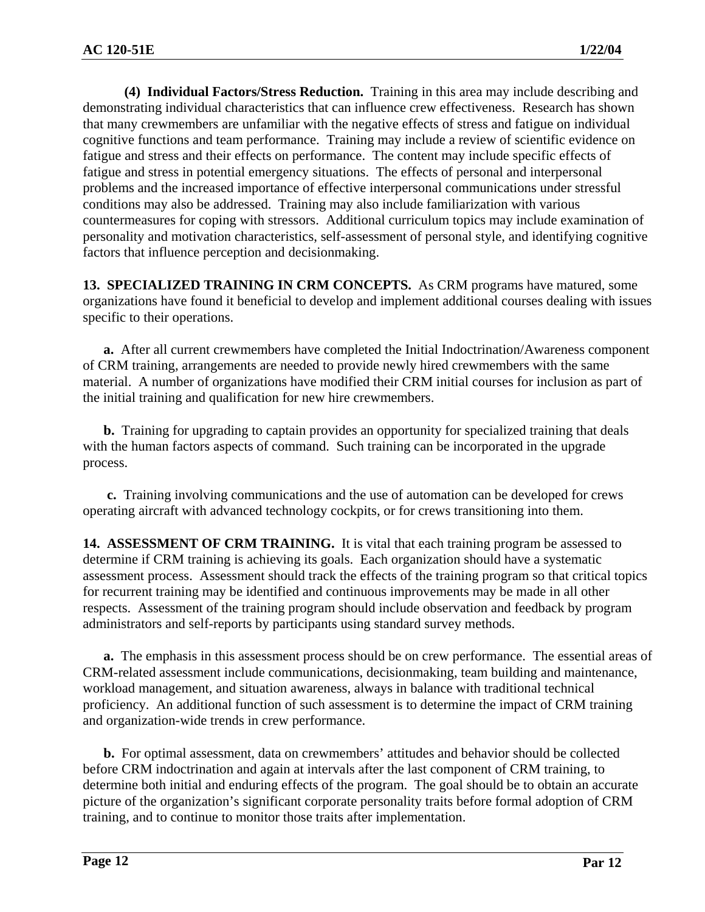**(4) Individual Factors/Stress Reduction.** Training in this area may include describing and demonstrating individual characteristics that can influence crew effectiveness. Research has shown that many crewmembers are unfamiliar with the negative effects of stress and fatigue on individual cognitive functions and team performance. Training may include a review of scientific evidence on fatigue and stress and their effects on performance. The content may include specific effects of fatigue and stress in potential emergency situations. The effects of personal and interpersonal problems and the increased importance of effective interpersonal communications under stressful conditions may also be addressed. Training may also include familiarization with various countermeasures for coping with stressors. Additional curriculum topics may include examination of personality and motivation characteristics, self-assessment of personal style, and identifying cognitive factors that influence perception and decisionmaking.

**13. SPECIALIZED TRAINING IN CRM CONCEPTS.** As CRM programs have matured, some organizations have found it beneficial to develop and implement additional courses dealing with issues specific to their operations.

**a.** After all current crewmembers have completed the Initial Indoctrination/Awareness component of CRM training, arrangements are needed to provide newly hired crewmembers with the same material. A number of organizations have modified their CRM initial courses for inclusion as part of the initial training and qualification for new hire crewmembers.

**b.** Training for upgrading to captain provides an opportunity for specialized training that deals with the human factors aspects of command. Such training can be incorporated in the upgrade process.

**c.** Training involving communications and the use of automation can be developed for crews operating aircraft with advanced technology cockpits, or for crews transitioning into them.

**14. ASSESSMENT OF CRM TRAINING.** It is vital that each training program be assessed to determine if CRM training is achieving its goals. Each organization should have a systematic assessment process. Assessment should track the effects of the training program so that critical topics for recurrent training may be identified and continuous improvements may be made in all other respects. Assessment of the training program should include observation and feedback by program administrators and self-reports by participants using standard survey methods.

**a.** The emphasis in this assessment process should be on crew performance. The essential areas of CRM-related assessment include communications, decisionmaking, team building and maintenance, workload management, and situation awareness, always in balance with traditional technical proficiency. An additional function of such assessment is to determine the impact of CRM training and organization-wide trends in crew performance.

**b.** For optimal assessment, data on crewmembers' attitudes and behavior should be collected before CRM indoctrination and again at intervals after the last component of CRM training, to determine both initial and enduring effects of the program. The goal should be to obtain an accurate picture of the organization's significant corporate personality traits before formal adoption of CRM training, and to continue to monitor those traits after implementation.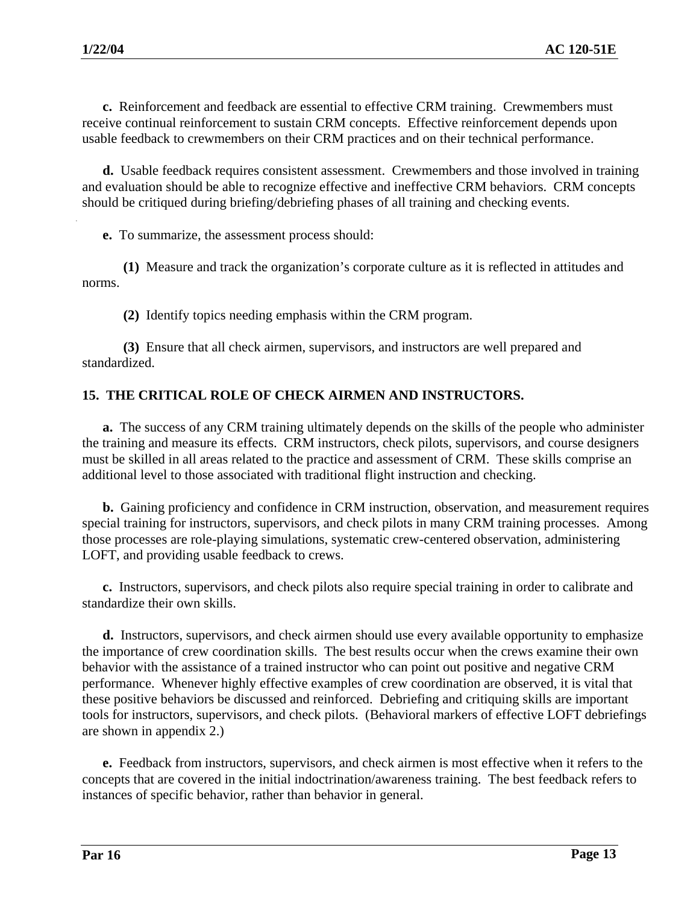**c.** Reinforcement and feedback are essential to effective CRM training. Crewmembers must receive continual reinforcement to sustain CRM concepts. Effective reinforcement depends upon usable feedback to crewmembers on their CRM practices and on their technical performance.

**d.** Usable feedback requires consistent assessment. Crewmembers and those involved in training and evaluation should be able to recognize effective and ineffective CRM behaviors. CRM concepts should be critiqued during briefing/debriefing phases of all training and checking events.

**e.** To summarize, the assessment process should:

**(1)** Measure and track the organization's corporate culture as it is reflected in attitudes and norms.

**(2)** Identify topics needing emphasis within the CRM program.

**(3)** Ensure that all check airmen, supervisors, and instructors are well prepared and standardized.

## 15. THE CRITICAL ROLE OF CHECK AIRMEN AND INSTRUCTORS.

**a.** The success of any CRM training ultimately depends on the skills of the people who administer the training and measure its effects. CRM instructors, check pilots, supervisors, and course designers must be skilled in all areas related to the practice and assessment of CRM. These skills comprise an additional level to those associated with traditional flight instruction and checking.

**b.** Gaining proficiency and confidence in CRM instruction, observation, and measurement requires special training for instructors, supervisors, and check pilots in many CRM training processes. Among those processes are role-playing simulations, systematic crew-centered observation, administering LOFT, and providing usable feedback to crews.

**c.** Instructors, supervisors, and check pilots also require special training in order to calibrate and standardize their own skills.

**d.** Instructors, supervisors, and check airmen should use every available opportunity to emphasize the importance of crew coordination skills. The best results occur when the crews examine their own behavior with the assistance of a trained instructor who can point out positive and negative CRM performance. Whenever highly effective examples of crew coordination are observed, it is vital that these positive behaviors be discussed and reinforced. Debriefing and critiquing skills are important tools for instructors, supervisors, and check pilots. (Behavioral markers of effective LOFT debriefings are shown in appendix 2.)

**e.** Feedback from instructors, supervisors, and check airmen is most effective when it refers to the concepts that are covered in the initial indoctrination/awareness training. The best feedback refers to instances of specific behavior, rather than behavior in general.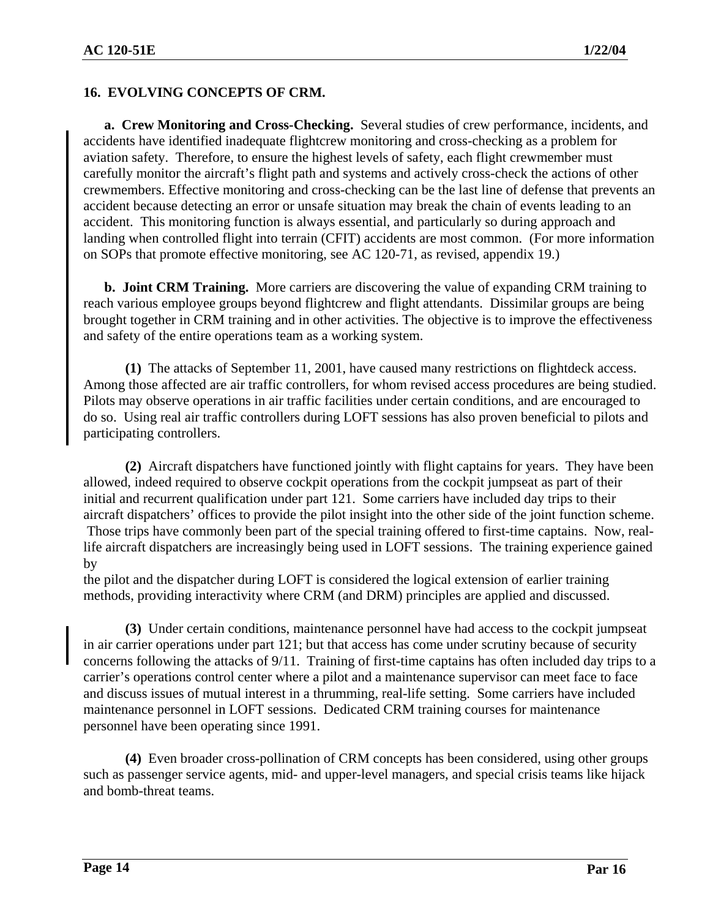## 16. EVOLVING CONCEPTS OF CRM.

**a. Crew Monitoring and Cross-Checking.** Several studies of crew performance, incidents, and accidents have identified inadequate flightcrew monitoring and cross-checking as a problem for aviation safety. Therefore, to ensure the highest levels of safety, each flight crewmember must carefully monitor the aircraft's flight path and systems and actively cross-check the actions of other crewmembers. Effective monitoring and cross-checking can be the last line of defense that prevents an accident because detecting an error or unsafe situation may break the chain of events leading to an accident. This monitoring function is always essential, and particularly so during approach and landing when controlled flight into terrain (CFIT) accidents are most common. (For more information on SOPs that promote effective monitoring, see AC 120-71, as revised, appendix 19.)

**b. Joint CRM Training.** More carriers are discovering the value of expanding CRM training to reach various employee groups beyond flightcrew and flight attendants. Dissimilar groups are being brought together in CRM training and in other activities. The objective is to improve the effectiveness and safety of the entire operations team as a working system.

**(1)** The attacks of September 11, 2001, have caused many restrictions on flightdeck access. Among those affected are air traffic controllers, for whom revised access procedures are being studied. Pilots may observe operations in air traffic facilities under certain conditions, and are encouraged to do so. Using real air traffic controllers during LOFT sessions has also proven beneficial to pilots and participating controllers.

**(2)** Aircraft dispatchers have functioned jointly with flight captains for years. They have been allowed, indeed required to observe cockpit operations from the cockpit jumpseat as part of their initial and recurrent qualification under part 121. Some carriers have included day trips to their aircraft dispatchers' offices to provide the pilot insight into the other side of the joint function scheme. Those trips have commonly been part of the special training offered to first-time captains. Now, real-life aircraft dispatchers are increasingly being used in LOFT sessions. The training experience gained by the pilot and the dispatcher during LOFT is considered the logical extension of earlier training methods, providing interactivity where CRM (and DRM) principles are applied and discussed.

**(3)** Under certain conditions, maintenance personnel have had access to the cockpit jumpseat in air carrier operations under part 121; but that access has come under scrutiny because of security concerns following the attacks of 9/11. Training of first-time captains has often included day trips to a carrier's operations control center where a pilot and a maintenance supervisor can meet face to face and discuss issues of mutual interest in a thrumming, real-life setting. Some carriers have included maintenance personnel in LOFT sessions. Dedicated CRM training courses for maintenance personnel have been operating since 1991.

**(4)** Even broader cross-pollination of CRM concepts has been considered, using other groups such as passenger service agents, mid- and upper-level managers, and special crisis teams like hijack and bomb-threat teams.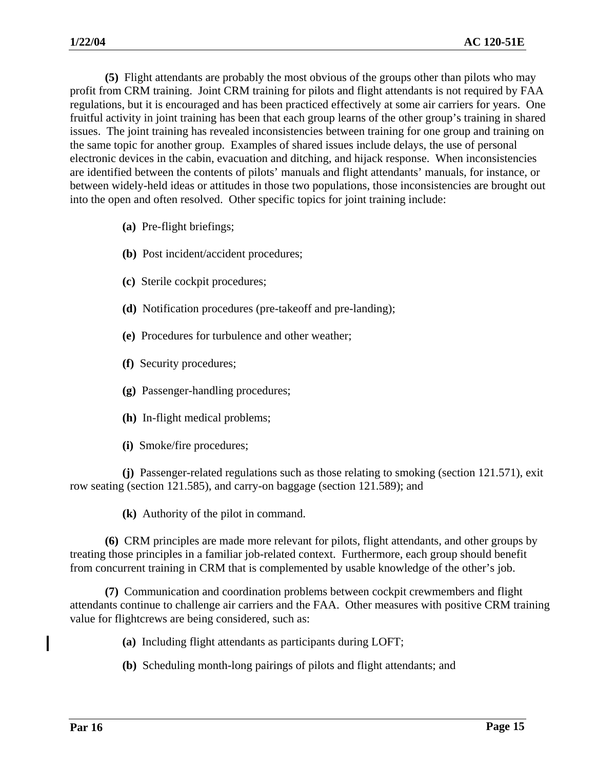**(5)** Flight attendants are probably the most obvious of the groups other than pilots who may profit from CRM training. Joint CRM training for pilots and flight attendants is not required by FAA regulations, but it is encouraged and has been practiced effectively at some air carriers for years. One fruitful activity in joint training has been that each group learns of the other group's training in shared issues. The joint training has revealed inconsistencies between training for one group and training on the same topic for another group. Examples of shared issues include delays, the use of personal electronic devices in the cabin, evacuation and ditching, and hijack response. When inconsistencies are identified between the contents of pilots' manuals and flight attendants' manuals, for instance, or between widely-held ideas or attitudes in those two populations, those inconsistencies are brought out into the open and often resolved. Other specific topics for joint training include:

**(a)** Pre-flight briefings;

**(b)** Post incident/accident procedures;

**(c)** Sterile cockpit procedures;

**(d)** Notification procedures (pre-takeoff and pre-landing);

**(e)** Procedures for turbulence and other weather;

**(f)** Security procedures;

**(g)** Passenger-handling procedures;

**(h)** In-flight medical problems;

**(i)** Smoke/fire procedures;

**(j)** Passenger-related regulations such as those relating to smoking (section 121.571), exit row seating (section 121.585), and carry-on baggage (section 121.589); and

**(k)** Authority of the pilot in command.

**(6)** CRM principles are made more relevant for pilots, flight attendants, and other groups by treating those principles in a familiar job-related context. Furthermore, each group should benefit from concurrent training in CRM that is complemented by usable knowledge of the other's job.

**(7)** Communication and coordination problems between cockpit crewmembers and flight attendants continue to challenge air carriers and the FAA. Other measures with positive CRM training value for flightcrews are being considered, such as:

**(a)** Including flight attendants as participants during LOFT;

**(b)** Scheduling month-long pairings of pilots and flight attendants; and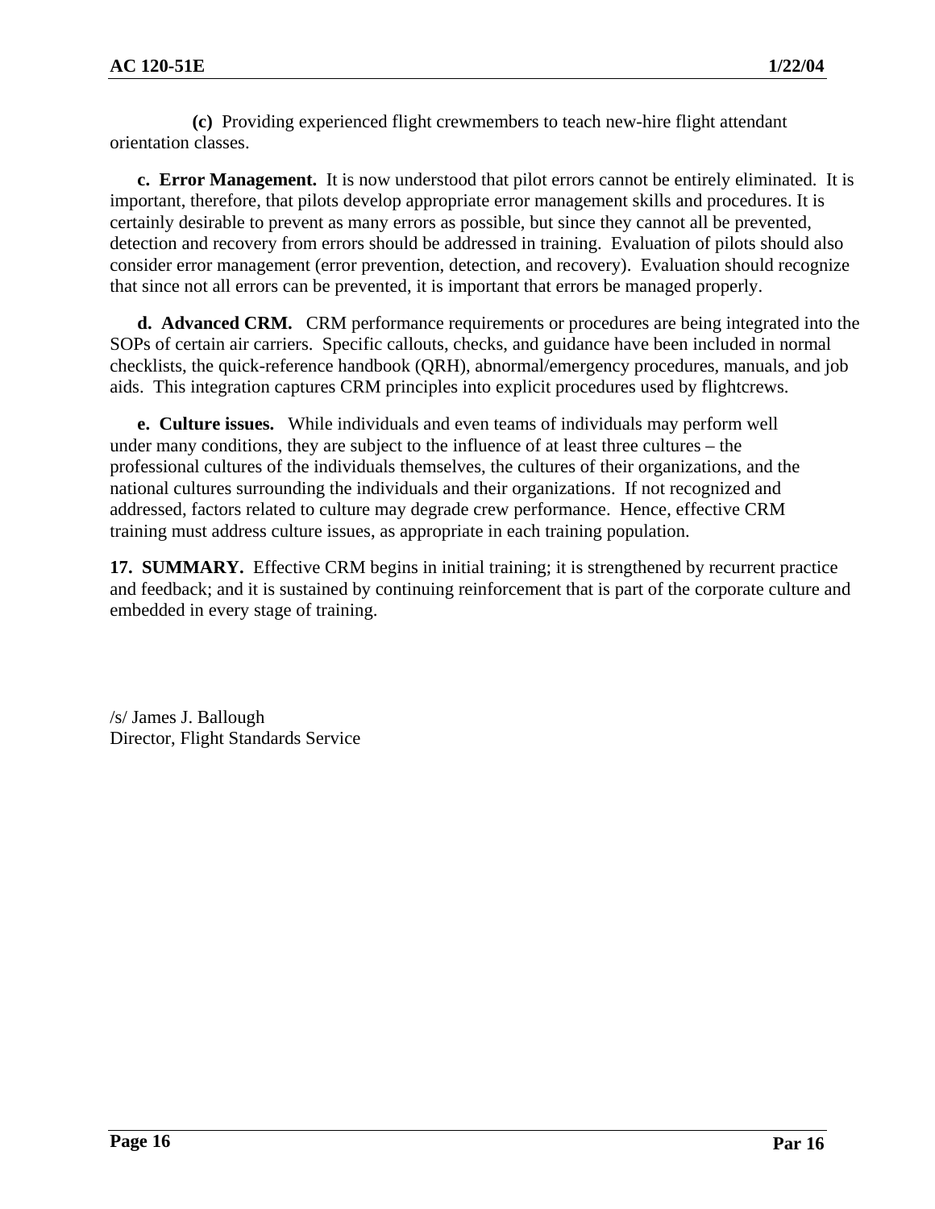**(c)** Providing experienced flight crewmembers to teach new-hire flight attendant orientation classes.

**c. Error Management.** It is now understood that pilot errors cannot be entirely eliminated. It is important, therefore, that pilots develop appropriate error management skills and procedures. It is certainly desirable to prevent as many errors as possible, but since they cannot all be prevented, detection and recovery from errors should be addressed in training. Evaluation of pilots should also consider error management (error prevention, detection, and recovery). Evaluation should recognize that since not all errors can be prevented, it is important that errors be managed properly.

**d. Advanced CRM.** CRM performance requirements or procedures are being integrated into the SOPs of certain air carriers. Specific callouts, checks, and guidance have been included in normal checklists, the quick-reference handbook (QRH), abnormal/emergency procedures, manuals, and job aids. This integration captures CRM principles into explicit procedures used by flightcrews.

**e. Culture issues.** While individuals and even teams of individuals may perform well under many conditions, they are subject to the influence of at least three cultures – the professional cultures of the individuals themselves, the cultures of their organizations, and the national cultures surrounding the individuals and their organizations. If not recognized and addressed, factors related to culture may degrade crew performance. Hence, effective CRM training must address culture issues, as appropriate in each training population.

**17. SUMMARY.** Effective CRM begins in initial training; it is strengthened by recurrent practice and feedback; and it is sustained by continuing reinforcement that is part of the corporate culture and embedded in every stage of training.

/s/ James J. Ballough
Director, Flight Standards Service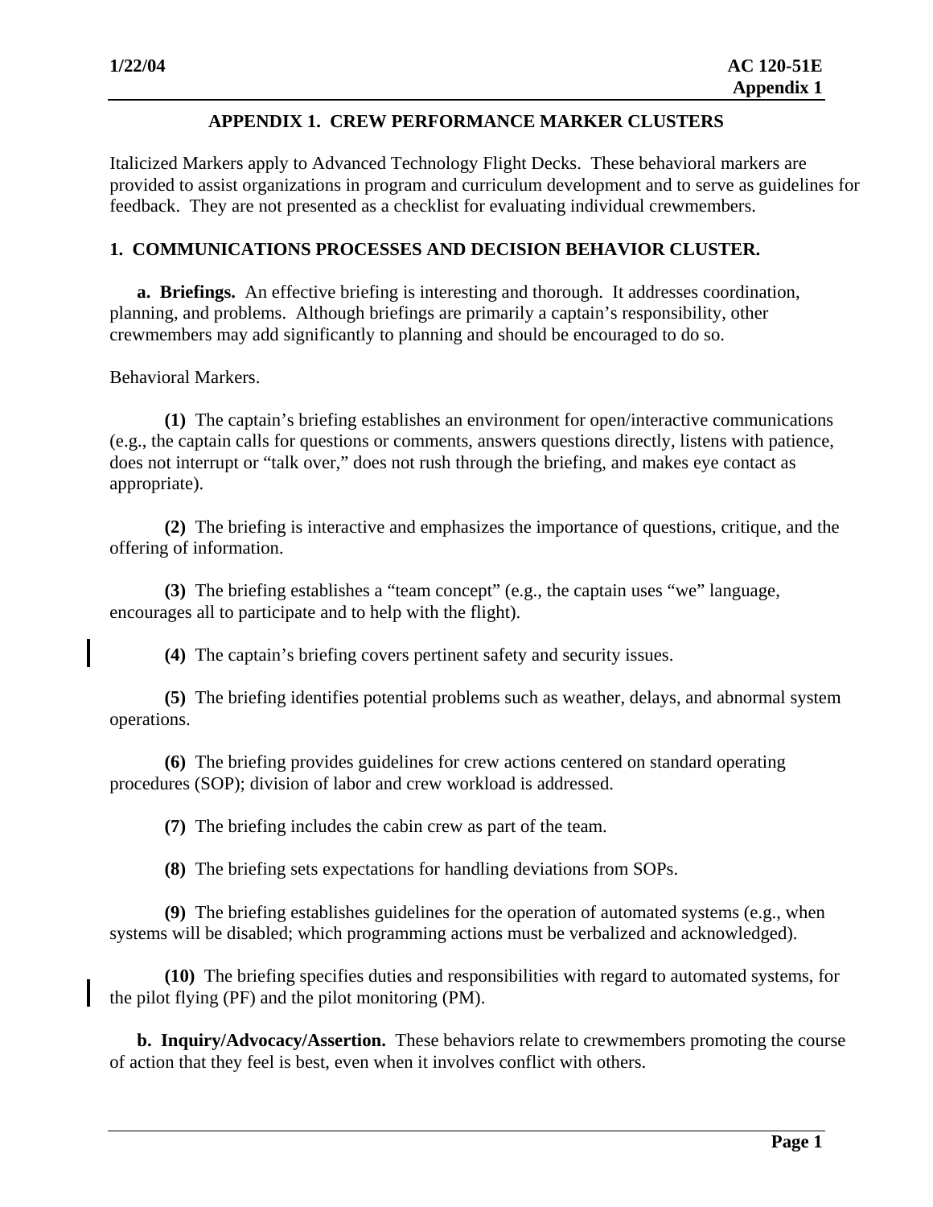## APPENDIX 1. CREW PERFORMANCE MARKER CLUSTERS

Italicized Markers apply to Advanced Technology Flight Decks. These behavioral markers are provided to assist organizations in program and curriculum development and to serve as guidelines for feedback. They are not presented as a checklist for evaluating individual crewmembers.

### 1. COMMUNICATIONS PROCESSES AND DECISION BEHAVIOR CLUSTER.

**a. Briefings.** An effective briefing is interesting and thorough. It addresses coordination, planning, and problems. Although briefings are primarily a captain's responsibility, other crewmembers may add significantly to planning and should be encouraged to do so.

Behavioral Markers.

**(1)** The captain's briefing establishes an environment for open/interactive communications (e.g., the captain calls for questions or comments, answers questions directly, listens with patience, does not interrupt or "talk over," does not rush through the briefing, and makes eye contact as appropriate).

**(2)** The briefing is interactive and emphasizes the importance of questions, critique, and the offering of information.

**(3)** The briefing establishes a "team concept" (e.g., the captain uses "we" language, encourages all to participate and to help with the flight).

**(4)** The captain's briefing covers pertinent safety and security issues.

**(5)** The briefing identifies potential problems such as weather, delays, and abnormal system operations.

**(6)** The briefing provides guidelines for crew actions centered on standard operating procedures (SOP); division of labor and crew workload is addressed.

**(7)** The briefing includes the cabin crew as part of the team.

**(8)** The briefing sets expectations for handling deviations from SOPs.

**(9)** The briefing establishes guidelines for the operation of automated systems (e.g., when systems will be disabled; which programming actions must be verbalized and acknowledged).

**(10)** The briefing specifies duties and responsibilities with regard to automated systems, for the pilot flying (PF) and the pilot monitoring (PM).

**b. Inquiry/Advocacy/Assertion.** These behaviors relate to crewmembers promoting the course of action that they feel is best, even when it involves conflict with others.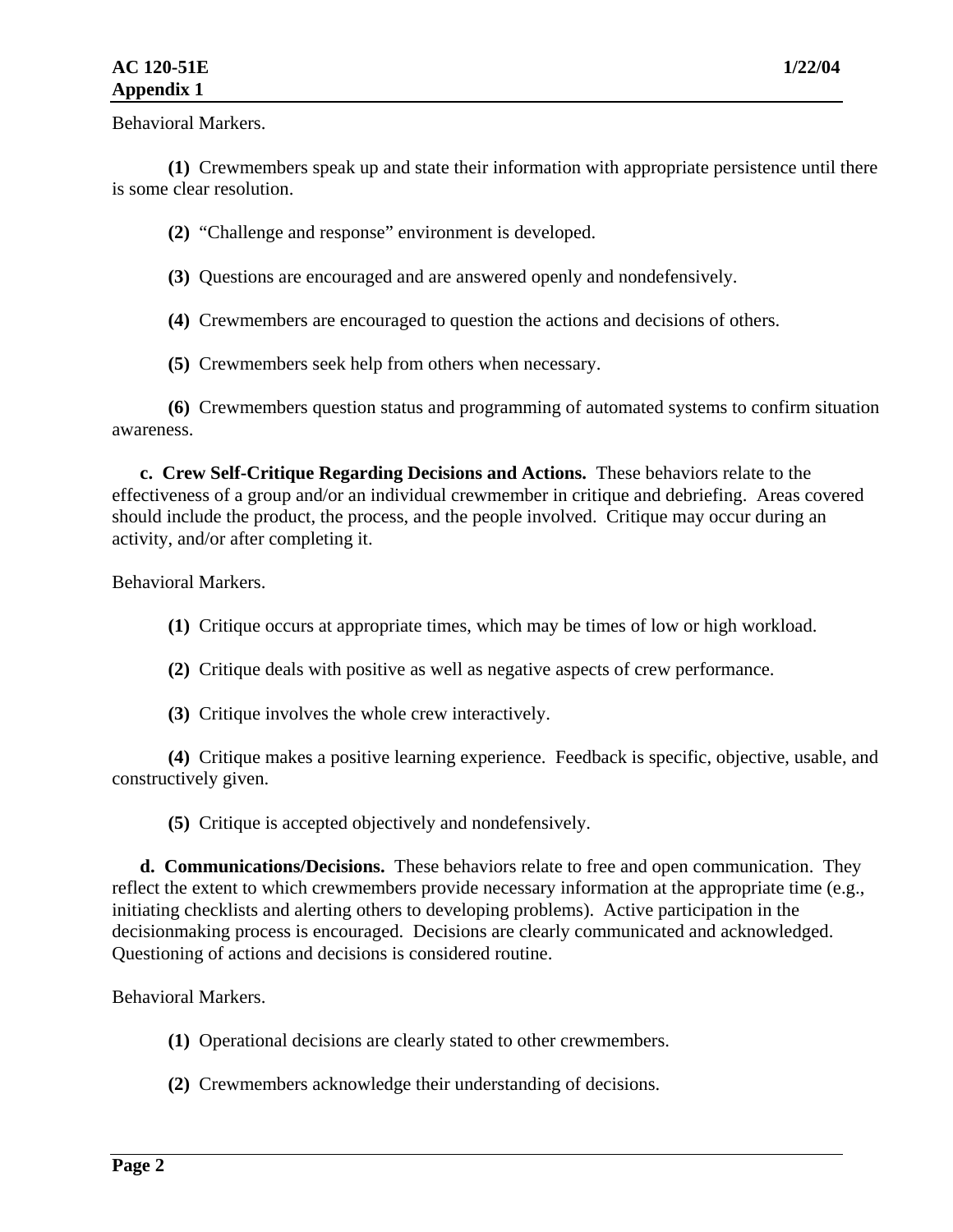Behavioral Markers.

**(1)** Crewmembers speak up and state their information with appropriate persistence until there is some clear resolution.

**(2)** "Challenge and response" environment is developed.

**(3)** Questions are encouraged and are answered openly and nondefensively.

**(4)** Crewmembers are encouraged to question the actions and decisions of others.

**(5)** Crewmembers seek help from others when necessary.

**(6)** Crewmembers question status and programming of automated systems to confirm situation awareness.

**c. Crew Self-Critique Regarding Decisions and Actions.** These behaviors relate to the effectiveness of a group and/or an individual crewmember in critique and debriefing. Areas covered should include the product, the process, and the people involved. Critique may occur during an activity, and/or after completing it.

Behavioral Markers.

**(1)** Critique occurs at appropriate times, which may be times of low or high workload.

**(2)** Critique deals with positive as well as negative aspects of crew performance.

**(3)** Critique involves the whole crew interactively.

**(4)** Critique makes a positive learning experience. Feedback is specific, objective, usable, and constructively given.

**(5)** Critique is accepted objectively and nondefensively.

**d. Communications/Decisions.** These behaviors relate to free and open communication. They reflect the extent to which crewmembers provide necessary information at the appropriate time (e.g., initiating checklists and alerting others to developing problems). Active participation in the decisionmaking process is encouraged. Decisions are clearly communicated and acknowledged. Questioning of actions and decisions is considered routine.

Behavioral Markers.

**(1)** Operational decisions are clearly stated to other crewmembers.

**(2)** Crewmembers acknowledge their understanding of decisions.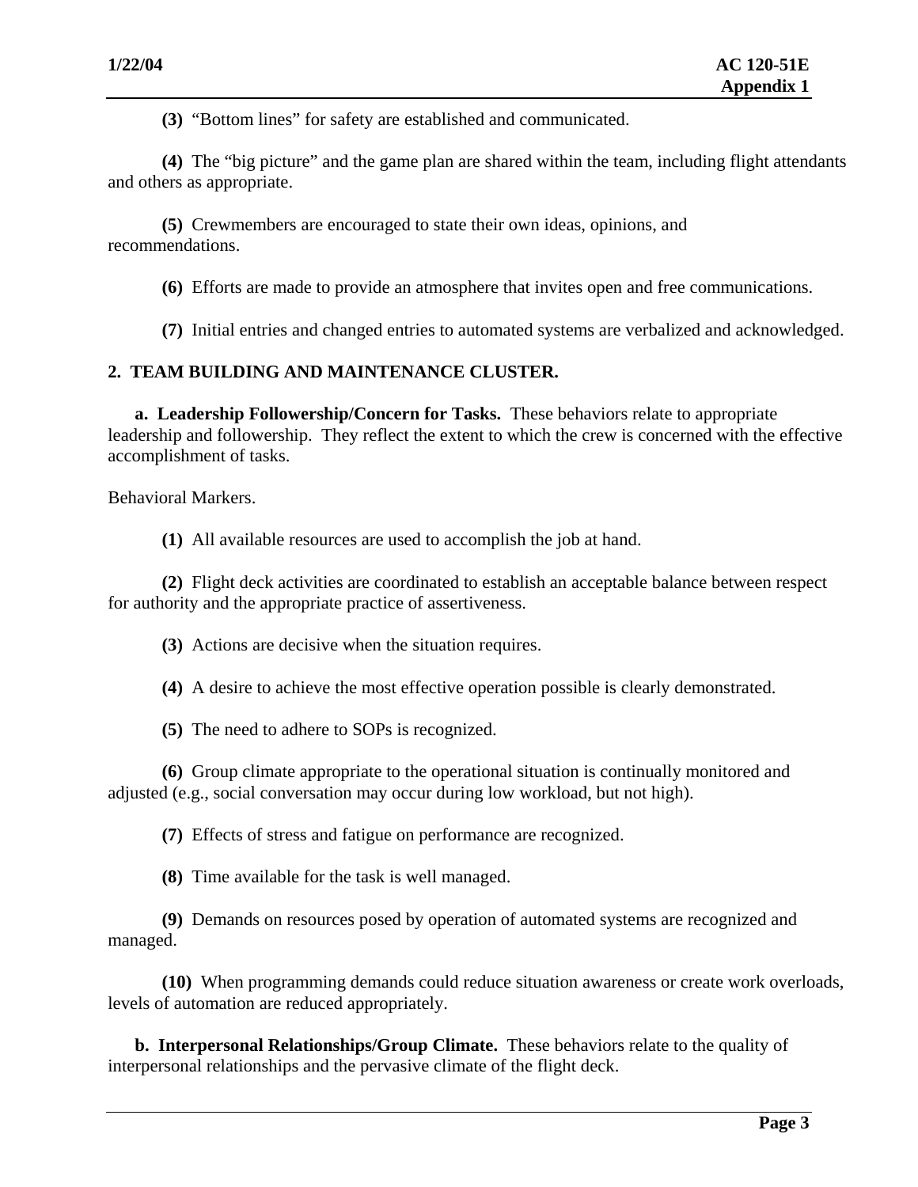**(3)** "Bottom lines" for safety are established and communicated.

**(4)** The "big picture" and the game plan are shared within the team, including flight attendants and others as appropriate.

**(5)** Crewmembers are encouraged to state their own ideas, opinions, and recommendations.

**(6)** Efforts are made to provide an atmosphere that invites open and free communications.

**(7)** Initial entries and changed entries to automated systems are verbalized and acknowledged.

## 2. TEAM BUILDING AND MAINTENANCE CLUSTER.

**a. Leadership Followership/Concern for Tasks.** These behaviors relate to appropriate leadership and followership. They reflect the extent to which the crew is concerned with the effective accomplishment of tasks.

Behavioral Markers.

**(1)** All available resources are used to accomplish the job at hand.

**(2)** Flight deck activities are coordinated to establish an acceptable balance between respect for authority and the appropriate practice of assertiveness.

**(3)** Actions are decisive when the situation requires.

**(4)** A desire to achieve the most effective operation possible is clearly demonstrated.

**(5)** The need to adhere to SOPs is recognized.

**(6)** Group climate appropriate to the operational situation is continually monitored and adjusted (e.g., social conversation may occur during low workload, but not high).

**(7)** Effects of stress and fatigue on performance are recognized.

**(8)** Time available for the task is well managed.

**(9)** Demands on resources posed by operation of automated systems are recognized and managed.

**(10)** When programming demands could reduce situation awareness or create work overloads, levels of automation are reduced appropriately.

**b. Interpersonal Relationships/Group Climate.** These behaviors relate to the quality of interpersonal relationships and the pervasive climate of the flight deck.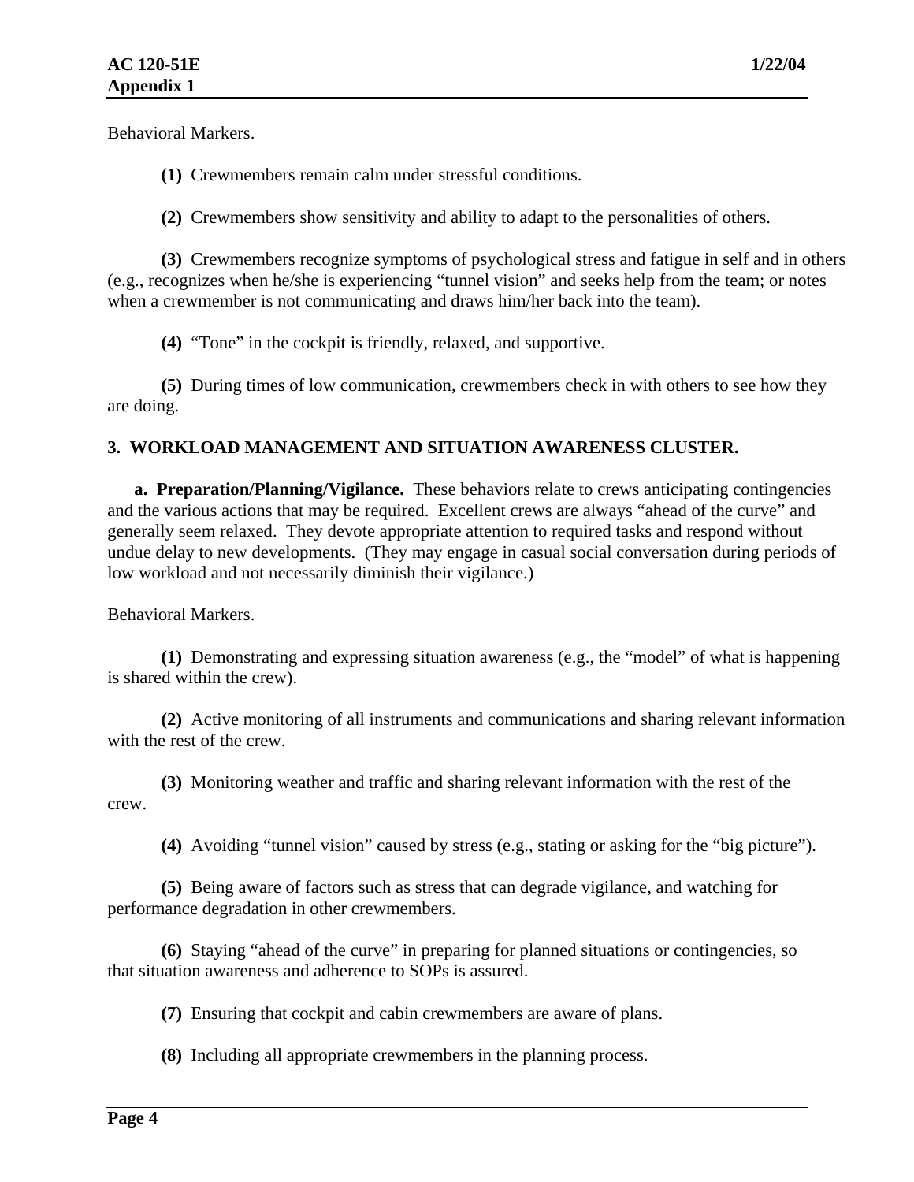Behavioral Markers.

**(1)** Crewmembers remain calm under stressful conditions.

**(2)** Crewmembers show sensitivity and ability to adapt to the personalities of others.

**(3)** Crewmembers recognize symptoms of psychological stress and fatigue in self and in others (e.g., recognizes when he/she is experiencing "tunnel vision" and seeks help from the team; or notes when a crewmember is not communicating and draws him/her back into the team).

**(4)** "Tone" in the cockpit is friendly, relaxed, and supportive.

**(5)** During times of low communication, crewmembers check in with others to see how they are doing.

## 3. WORKLOAD MANAGEMENT AND SITUATION AWARENESS CLUSTER.

**a. Preparation/Planning/Vigilance.** These behaviors relate to crews anticipating contingencies and the various actions that may be required. Excellent crews are always "ahead of the curve" and generally seem relaxed. They devote appropriate attention to required tasks and respond without undue delay to new developments. (They may engage in casual social conversation during periods of low workload and not necessarily diminish their vigilance.)

Behavioral Markers.

**(1)** Demonstrating and expressing situation awareness (e.g., the "model" of what is happening is shared within the crew).

**(2)** Active monitoring of all instruments and communications and sharing relevant information with the rest of the crew.

**(3)** Monitoring weather and traffic and sharing relevant information with the rest of the crew.

**(4)** Avoiding "tunnel vision" caused by stress (e.g., stating or asking for the "big picture").

**(5)** Being aware of factors such as stress that can degrade vigilance, and watching for performance degradation in other crewmembers.

**(6)** Staying "ahead of the curve" in preparing for planned situations or contingencies, so that situation awareness and adherence to SOPs is assured.

**(7)** Ensuring that cockpit and cabin crewmembers are aware of plans.

**(8)** Including all appropriate crewmembers in the planning process.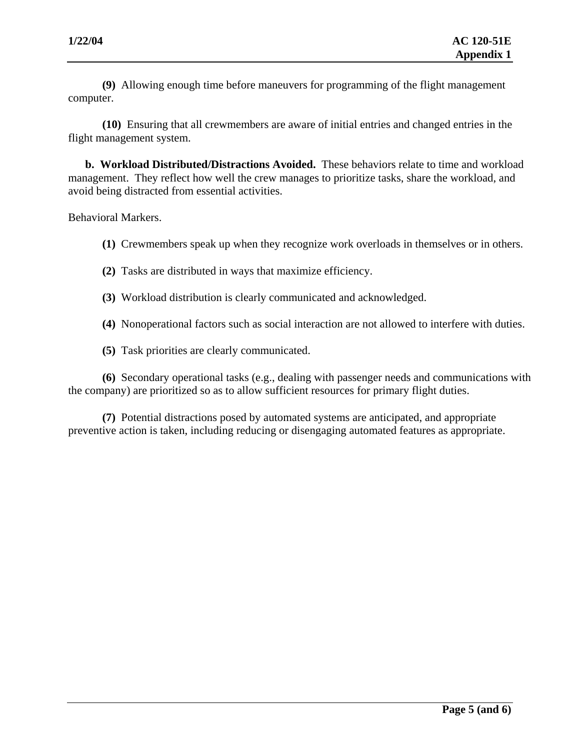**(9)** Allowing enough time before maneuvers for programming of the flight management computer.

**(10)** Ensuring that all crewmembers are aware of initial entries and changed entries in the flight management system.

**b. Workload Distributed/Distractions Avoided.** These behaviors relate to time and workload management. They reflect how well the crew manages to prioritize tasks, share the workload, and avoid being distracted from essential activities.

Behavioral Markers.

**(1)** Crewmembers speak up when they recognize work overloads in themselves or in others.

**(2)** Tasks are distributed in ways that maximize efficiency.

**(3)** Workload distribution is clearly communicated and acknowledged.

**(4)** Nonoperational factors such as social interaction are not allowed to interfere with duties.

**(5)** Task priorities are clearly communicated.

**(6)** Secondary operational tasks (e.g., dealing with passenger needs and communications with the company) are prioritized so as to allow sufficient resources for primary flight duties.

**(7)** Potential distractions posed by automated systems are anticipated, and appropriate preventive action is taken, including reducing or disengaging automated features as appropriate.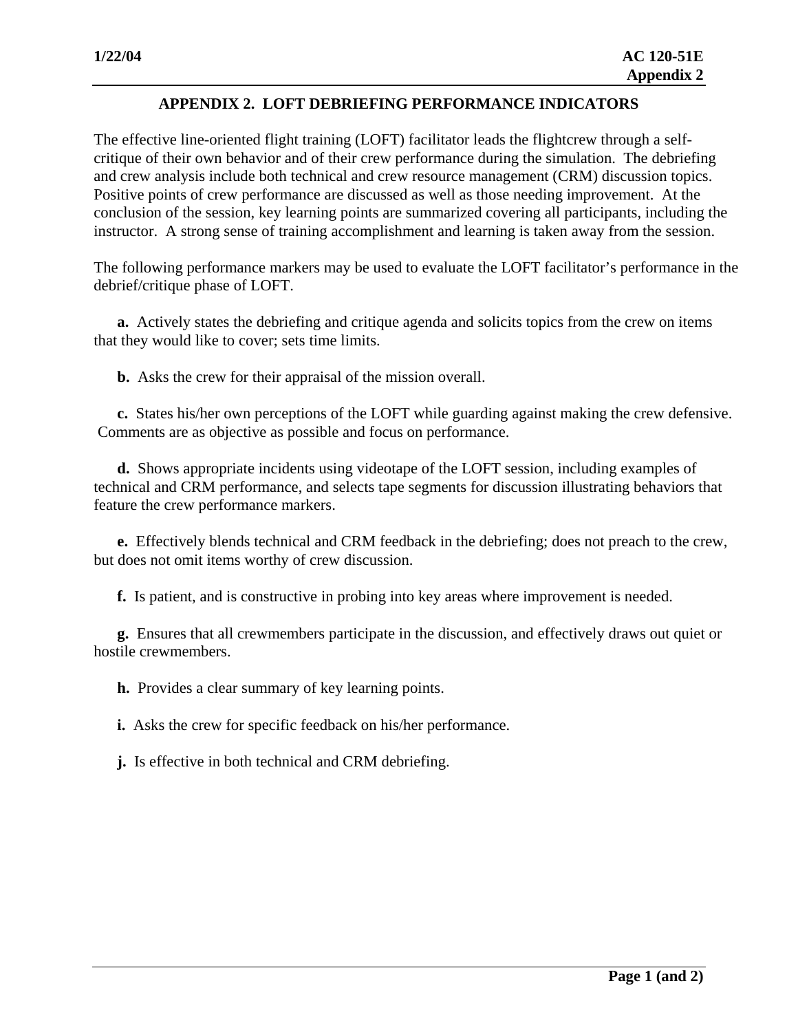## APPENDIX 2. LOFT DEBRIEFING PERFORMANCE INDICATORS

The effective line-oriented flight training (LOFT) facilitator leads the flightcrew through a self-critique of their own behavior and of their crew performance during the simulation. The debriefing and crew analysis include both technical and crew resource management (CRM) discussion topics. Positive points of crew performance are discussed as well as those needing improvement. At the conclusion of the session, key learning points are summarized covering all participants, including the instructor. A strong sense of training accomplishment and learning is taken away from the session.

The following performance markers may be used to evaluate the LOFT facilitator's performance in the debrief/critique phase of LOFT.

**a.** Actively states the debriefing and critique agenda and solicits topics from the crew on items that they would like to cover; sets time limits.

**b.** Asks the crew for their appraisal of the mission overall.

**c.** States his/her own perceptions of the LOFT while guarding against making the crew defensive. Comments are as objective as possible and focus on performance.

**d.** Shows appropriate incidents using videotape of the LOFT session, including examples of technical and CRM performance, and selects tape segments for discussion illustrating behaviors that feature the crew performance markers.

**e.** Effectively blends technical and CRM feedback in the debriefing; does not preach to the crew, but does not omit items worthy of crew discussion.

**f.** Is patient, and is constructive in probing into key areas where improvement is needed.

**g.** Ensures that all crewmembers participate in the discussion, and effectively draws out quiet or hostile crewmembers.

**h.** Provides a clear summary of key learning points.

**i.** Asks the crew for specific feedback on his/her performance.

**j.** Is effective in both technical and CRM debriefing.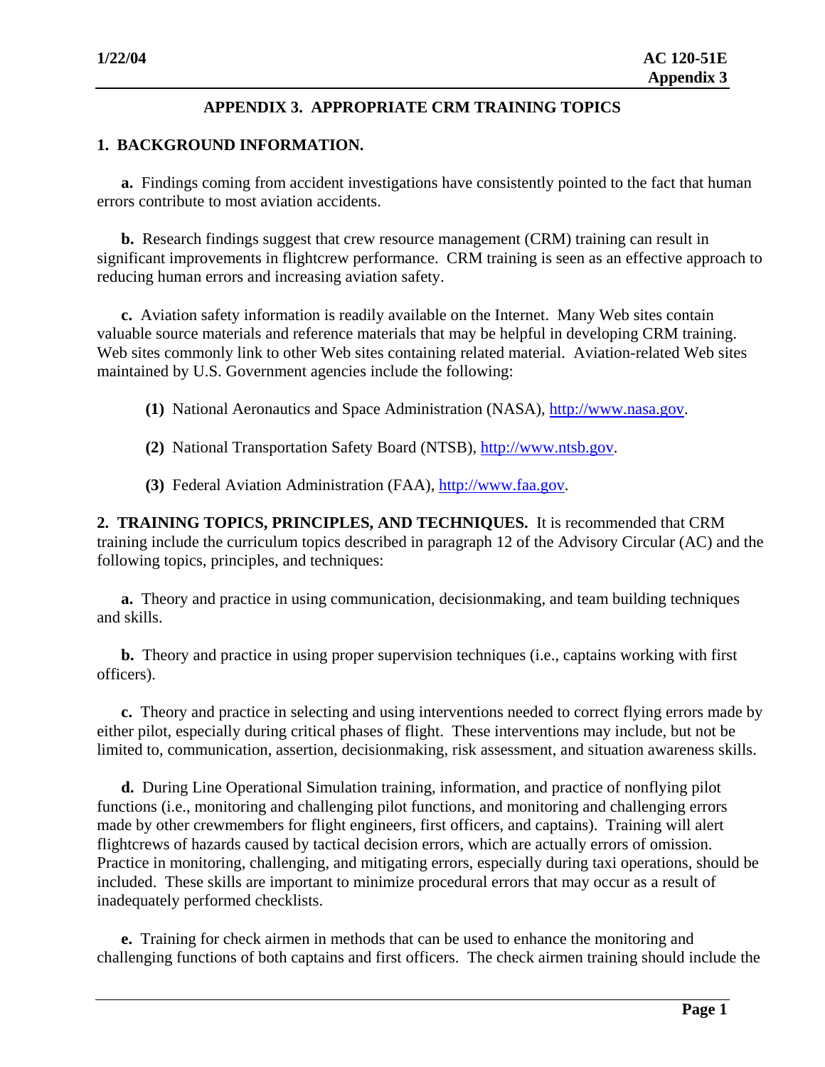## APPENDIX 3. APPROPRIATE CRM TRAINING TOPICS

**1. BACKGROUND INFORMATION.**

**a.** Findings coming from accident investigations have consistently pointed to the fact that human errors contribute to most aviation accidents.

**b.** Research findings suggest that crew resource management (CRM) training can result in significant improvements in flightcrew performance. CRM training is seen as an effective approach to reducing human errors and increasing aviation safety.

**c.** Aviation safety information is readily available on the Internet. Many Web sites contain valuable source materials and reference materials that may be helpful in developing CRM training. Web sites commonly link to other Web sites containing related material. Aviation-related Web sites maintained by U.S. Government agencies include the following:

**(1)** National Aeronautics and Space Administration (NASA), http://www.nasa.gov.

**(2)** National Transportation Safety Board (NTSB), http://www.ntsb.gov.

**(3)** Federal Aviation Administration (FAA), http://www.faa.gov.

**2. TRAINING TOPICS, PRINCIPLES, AND TECHNIQUES.** It is recommended that CRM training include the curriculum topics described in paragraph 12 of the Advisory Circular (AC) and the following topics, principles, and techniques:

**a.** Theory and practice in using communication, decisionmaking, and team building techniques and skills.

**b.** Theory and practice in using proper supervision techniques (i.e., captains working with first officers).

**c.** Theory and practice in selecting and using interventions needed to correct flying errors made by either pilot, especially during critical phases of flight. These interventions may include, but not be limited to, communication, assertion, decisionmaking, risk assessment, and situation awareness skills.

**d.** During Line Operational Simulation training, information, and practice of nonflying pilot functions (i.e., monitoring and challenging pilot functions, and monitoring and challenging errors made by other crewmembers for flight engineers, first officers, and captains). Training will alert flightcrews of hazards caused by tactical decision errors, which are actually errors of omission. Practice in monitoring, challenging, and mitigating errors, especially during taxi operations, should be included. These skills are important to minimize procedural errors that may occur as a result of inadequately performed checklists.

**e.** Training for check airmen in methods that can be used to enhance the monitoring and challenging functions of both captains and first officers. The check airmen training should include the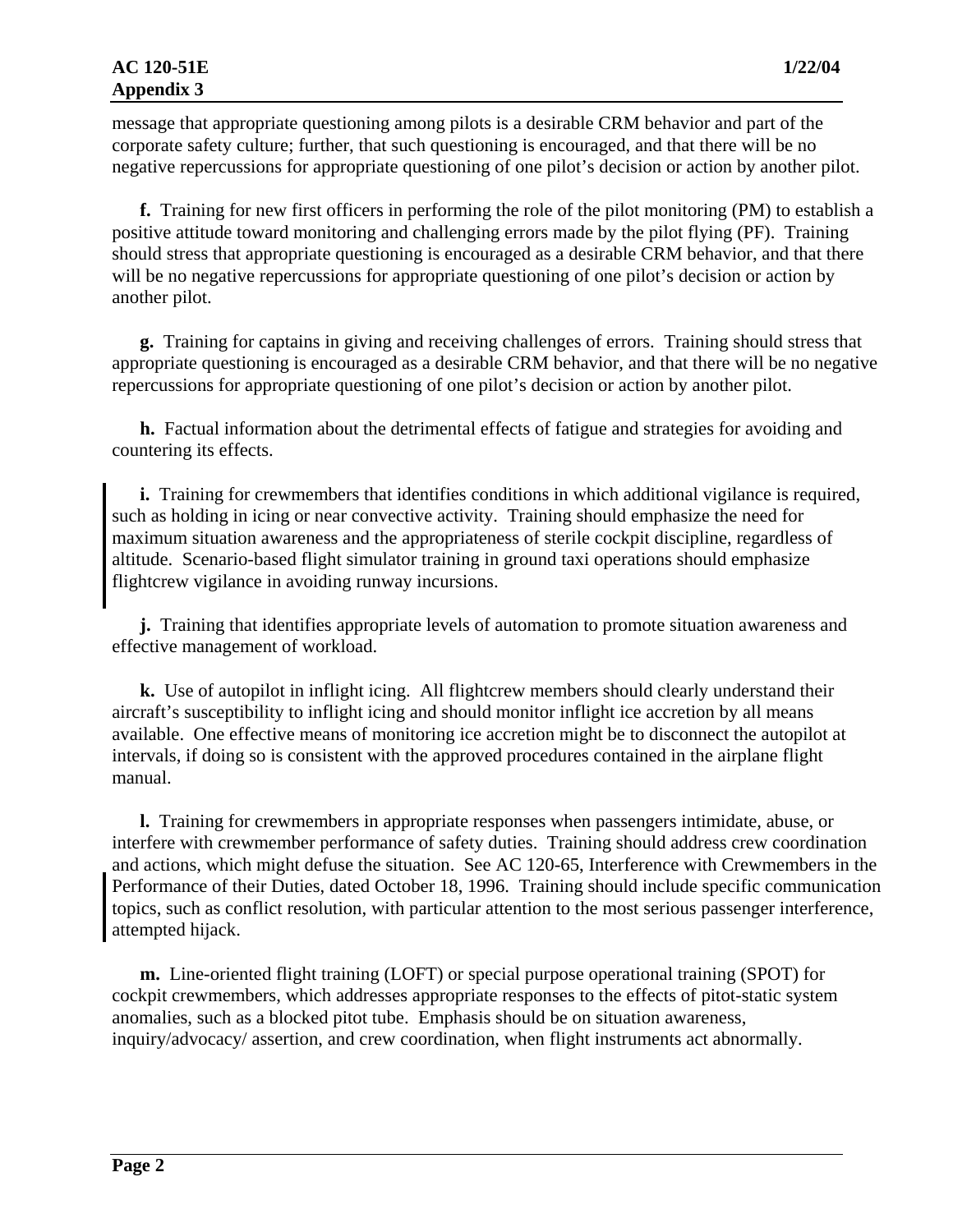message that appropriate questioning among pilots is a desirable CRM behavior and part of the corporate safety culture; further, that such questioning is encouraged, and that there will be no negative repercussions for appropriate questioning of one pilot's decision or action by another pilot.

**f.** Training for new first officers in performing the role of the pilot monitoring (PM) to establish a positive attitude toward monitoring and challenging errors made by the pilot flying (PF). Training should stress that appropriate questioning is encouraged as a desirable CRM behavior, and that there will be no negative repercussions for appropriate questioning of one pilot's decision or action by another pilot.

**g.** Training for captains in giving and receiving challenges of errors. Training should stress that appropriate questioning is encouraged as a desirable CRM behavior, and that there will be no negative repercussions for appropriate questioning of one pilot's decision or action by another pilot.

**h.** Factual information about the detrimental effects of fatigue and strategies for avoiding and countering its effects.

**i.** Training for crewmembers that identifies conditions in which additional vigilance is required, such as holding in icing or near convective activity. Training should emphasize the need for maximum situation awareness and the appropriateness of sterile cockpit discipline, regardless of altitude. Scenario-based flight simulator training in ground taxi operations should emphasize flightcrew vigilance in avoiding runway incursions.

**j.** Training that identifies appropriate levels of automation to promote situation awareness and effective management of workload.

**k.** Use of autopilot in inflight icing. All flightcrew members should clearly understand their aircraft's susceptibility to inflight icing and should monitor inflight ice accretion by all means available. One effective means of monitoring ice accretion might be to disconnect the autopilot at intervals, if doing so is consistent with the approved procedures contained in the airplane flight manual.

**l.** Training for crewmembers in appropriate responses when passengers intimidate, abuse, or interfere with crewmember performance of safety duties. Training should address crew coordination and actions, which might defuse the situation. See AC 120-65, Interference with Crewmembers in the Performance of their Duties, dated October 18, 1996. Training should include specific communication topics, such as conflict resolution, with particular attention to the most serious passenger interference, attempted hijack.

**m.** Line-oriented flight training (LOFT) or special purpose operational training (SPOT) for cockpit crewmembers, which addresses appropriate responses to the effects of pitot-static system anomalies, such as a blocked pitot tube. Emphasis should be on situation awareness, inquiry/advocacy/ assertion, and crew coordination, when flight instruments act abnormally.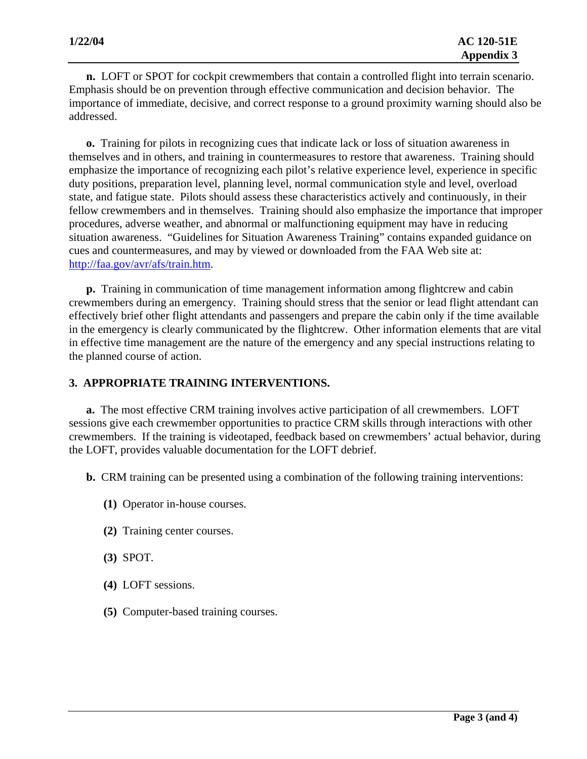**n.** LOFT or SPOT for cockpit crewmembers that contain a controlled flight into terrain scenario. Emphasis should be on prevention through effective communication and decision behavior. The importance of immediate, decisive, and correct response to a ground proximity warning should also be addressed.

**o.** Training for pilots in recognizing cues that indicate lack or loss of situation awareness in themselves and in others, and training in countermeasures to restore that awareness. Training should emphasize the importance of recognizing each pilot's relative experience level, experience in specific duty positions, preparation level, planning level, normal communication style and level, overload state, and fatigue state. Pilots should assess these characteristics actively and continuously, in their fellow crewmembers and in themselves. Training should also emphasize the importance that improper procedures, adverse weather, and abnormal or malfunctioning equipment may have in reducing situation awareness. "Guidelines for Situation Awareness Training" contains expanded guidance on cues and countermeasures, and may by viewed or downloaded from the FAA Web site at: http://faa.gov/avr/afs/train.htm.

**p.** Training in communication of time management information among flightcrew and cabin crewmembers during an emergency. Training should stress that the senior or lead flight attendant can effectively brief other flight attendants and passengers and prepare the cabin only if the time available in the emergency is clearly communicated by the flightcrew. Other information elements that are vital in effective time management are the nature of the emergency and any special instructions relating to the planned course of action.

## 3. APPROPRIATE TRAINING INTERVENTIONS.

**a.** The most effective CRM training involves active participation of all crewmembers. LOFT sessions give each crewmember opportunities to practice CRM skills through interactions with other crewmembers. If the training is videotaped, feedback based on crewmembers' actual behavior, during the LOFT, provides valuable documentation for the LOFT debrief.

**b.** CRM training can be presented using a combination of the following training interventions:

**(1)** Operator in-house courses.

**(2)** Training center courses.

**(3)** SPOT.

**(4)** LOFT sessions.

**(5)** Computer-based training courses.